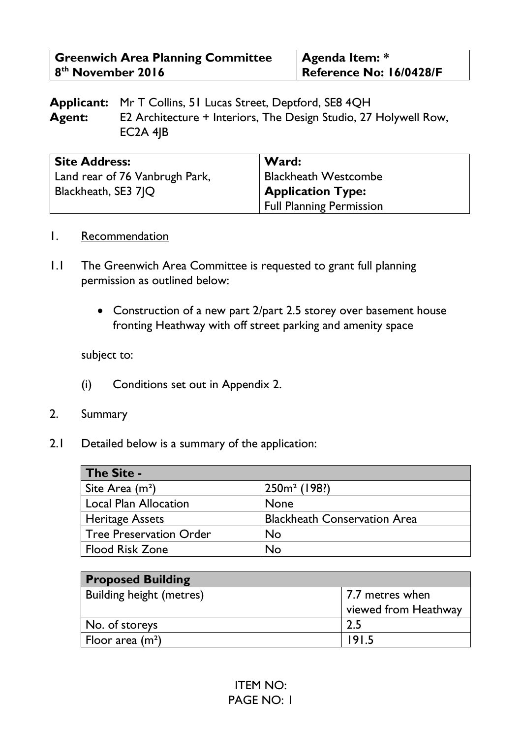| Greenwich Area Planning Committee 8th November 2016 | Agenda Item: * Reference No: 16/0428/F |
|---|---|

**Applicant:** Mr T Collins, 51 Lucas Street, Deptford, SE8 4QH
**Agent:** E2 Architecture + Interiors, The Design Studio, 27 Holywell Row, EC2A 4JB

| Site Address: | Ward: |
|---|---|
| Land rear of 76 Vanbrugh Park, Blackheath, SE3 7JQ | Blackheath Westcombe |
| | **Application Type:** |
| | Full Planning Permission |

1. Recommendation

1.1 The Greenwich Area Committee is requested to grant full planning permission as outlined below:

- Construction of a new part 2/part 2.5 storey over basement house fronting Heathway with off street parking and amenity space

subject to:

(i) Conditions set out in Appendix 2.

2. Summary

2.1 Detailed below is a summary of the application:

| The Site - | |
|---|---|
| Site Area ($m^2$) | 250$m^2$ (198?) |
| Local Plan Allocation | None |
| Heritage Assets | Blackheath Conservation Area |
| Tree Preservation Order | No |
| Flood Risk Zone | No |

| Proposed Building | |
|---|---|
| Building height (metres) | 7.7 metres when viewed from Heathway |
| No. of storeys | 2.5 |
| Floor area ($m^2$) | 191.5 |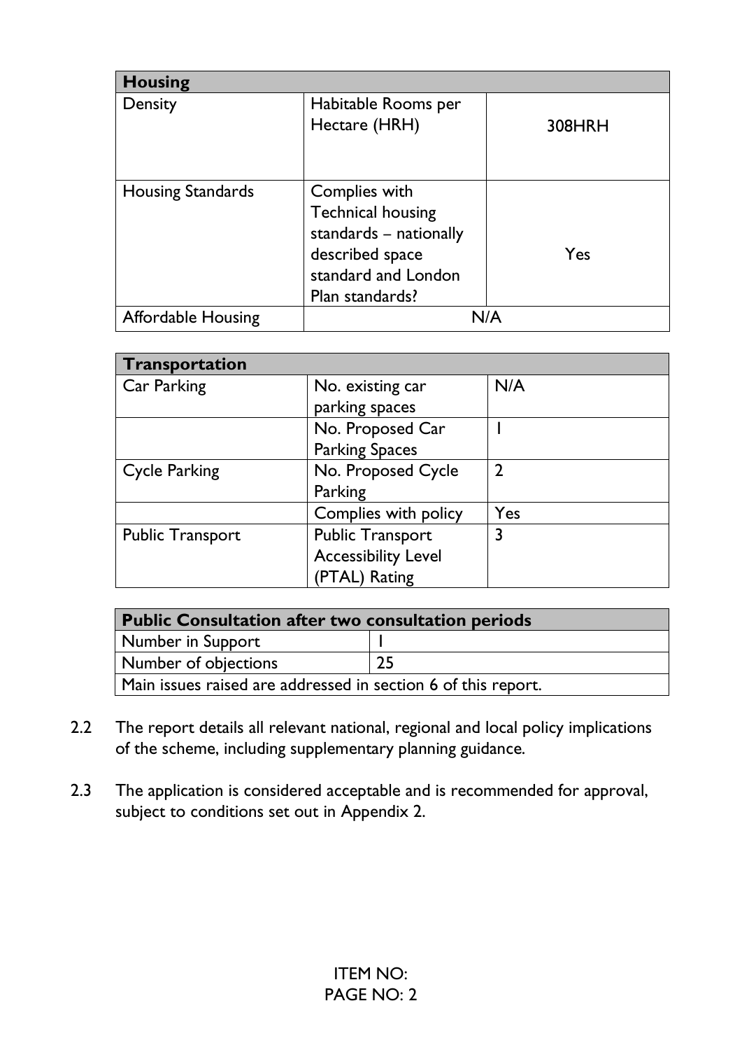| Housing | | |
|---|---|---|
| Density | Habitable Rooms per Hectare (HRH) | 308HRH |
| Housing Standards | Complies with Technical housing standards – nationally described space standard and London Plan standards? | Yes |
| Affordable Housing | N/A | |

| Transportation | | |
|---|---|---|
| Car Parking | No. existing car parking spaces | N/A |
| | No. Proposed Car Parking Spaces | 1 |
| Cycle Parking | No. Proposed Cycle Parking | 2 |
| | Complies with policy | Yes |
| Public Transport | Public Transport Accessibility Level (PTAL) Rating | 3 |

| Public Consultation after two consultation periods | |
|---|---|
| Number in Support | 1 |
| Number of objections | 25 |
| Main issues raised are addressed in section 6 of this report. | |

2.2 The report details all relevant national, regional and local policy implications of the scheme, including supplementary planning guidance.

2.3 The application is considered acceptable and is recommended for approval, subject to conditions set out in Appendix 2.

ITEM NO: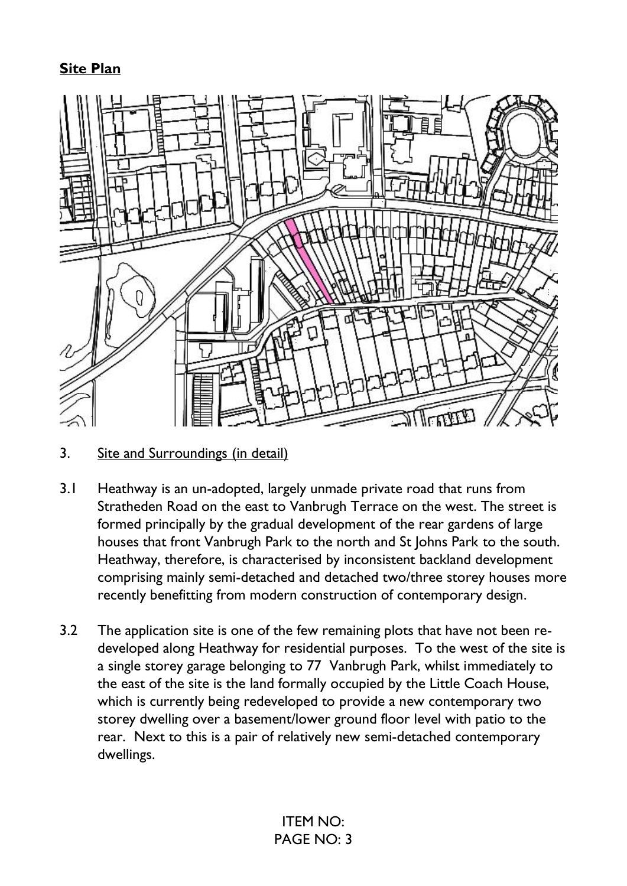**Site Plan**

3. Site and Surroundings (in detail)

3.1 Heathway is an un-adopted, largely unmade private road that runs from Stratheden Road on the east to Vanbrugh Terrace on the west. The street is formed principally by the gradual development of the rear gardens of large houses that front Vanbrugh Park to the north and St Johns Park to the south. Heathway, therefore, is characterised by inconsistent backland development comprising mainly semi-detached and detached two/three storey houses more recently benefitting from modern construction of contemporary design.

3.2 The application site is one of the few remaining plots that have not been re-developed along Heathway for residential purposes. To the west of the site is a single storey garage belonging to 77 Vanbrugh Park, whilst immediately to the east of the site is the land formally occupied by the Little Coach House, which is currently being redeveloped to provide a new contemporary two storey dwelling over a basement/lower ground floor level with patio to the rear. Next to this is a pair of relatively new semi-detached contemporary dwellings.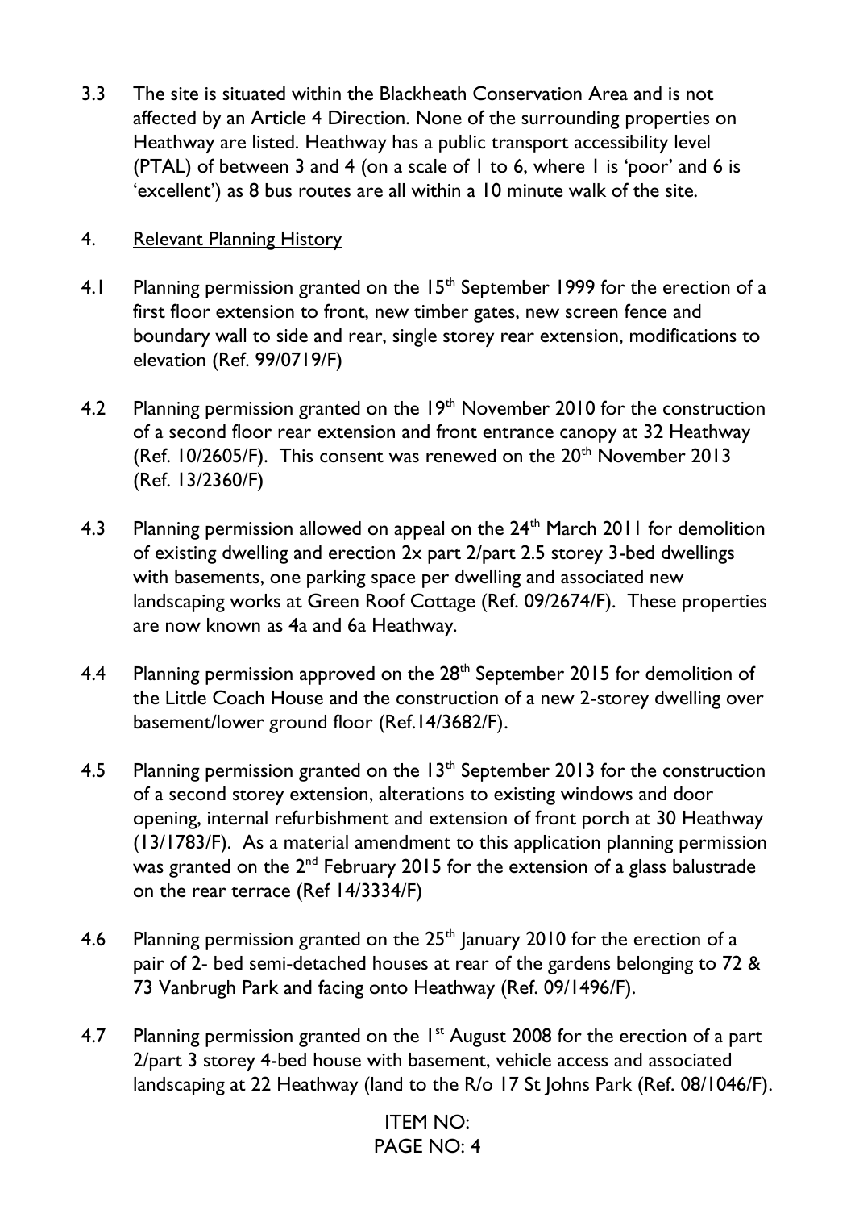3.3 The site is situated within the Blackheath Conservation Area and is not affected by an Article 4 Direction. None of the surrounding properties on Heathway are listed. Heathway has a public transport accessibility level (PTAL) of between 3 and 4 (on a scale of 1 to 6, where 1 is 'poor' and 6 is 'excellent') as 8 bus routes are all within a 10 minute walk of the site.

## 4. Relevant Planning History

4.1 Planning permission granted on the 15th September 1999 for the erection of a first floor extension to front, new timber gates, new screen fence and boundary wall to side and rear, single storey rear extension, modifications to elevation (Ref. 99/0719/F)

4.2 Planning permission granted on the 19th November 2010 for the construction of a second floor rear extension and front entrance canopy at 32 Heathway (Ref. 10/2605/F). This consent was renewed on the 20th November 2013 (Ref. 13/2360/F)

4.3 Planning permission allowed on appeal on the 24th March 2011 for demolition of existing dwelling and erection 2x part 2/part 2.5 storey 3-bed dwellings with basements, one parking space per dwelling and associated new landscaping works at Green Roof Cottage (Ref. 09/2674/F). These properties are now known as 4a and 6a Heathway.

4.4 Planning permission approved on the 28th September 2015 for demolition of the Little Coach House and the construction of a new 2-storey dwelling over basement/lower ground floor (Ref.14/3682/F).

4.5 Planning permission granted on the 13th September 2013 for the construction of a second storey extension, alterations to existing windows and door opening, internal refurbishment and extension of front porch at 30 Heathway (13/1783/F). As a material amendment to this application planning permission was granted on the 2nd February 2015 for the extension of a glass balustrade on the rear terrace (Ref 14/3334/F)

4.6 Planning permission granted on the 25th January 2010 for the erection of a pair of 2- bed semi-detached houses at rear of the gardens belonging to 72 & 73 Vanbrugh Park and facing onto Heathway (Ref. 09/1496/F).

4.7 Planning permission granted on the 1st August 2008 for the erection of a part 2/part 3 storey 4-bed house with basement, vehicle access and associated landscaping at 22 Heathway (land to the R/o 17 St Johns Park (Ref. 08/1046/F).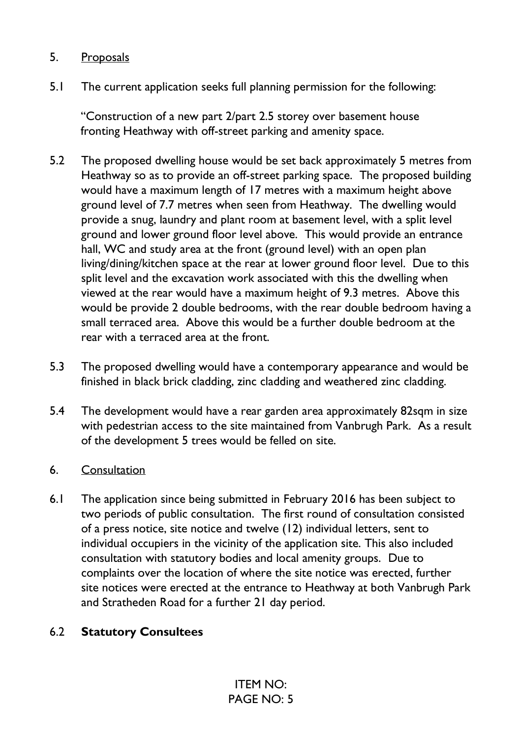## 5. Proposals

5.1 The current application seeks full planning permission for the following:

"Construction of a new part 2/part 2.5 storey over basement house fronting Heathway with off-street parking and amenity space.

5.2 The proposed dwelling house would be set back approximately 5 metres from Heathway so as to provide an off-street parking space. The proposed building would have a maximum length of 17 metres with a maximum height above ground level of 7.7 metres when seen from Heathway. The dwelling would provide a snug, laundry and plant room at basement level, with a split level ground and lower ground floor level above. This would provide an entrance hall, WC and study area at the front (ground level) with an open plan living/dining/kitchen space at the rear at lower ground floor level. Due to this split level and the excavation work associated with this the dwelling when viewed at the rear would have a maximum height of 9.3 metres. Above this would be provide 2 double bedrooms, with the rear double bedroom having a small terraced area. Above this would be a further double bedroom at the rear with a terraced area at the front.

5.3 The proposed dwelling would have a contemporary appearance and would be finished in black brick cladding, zinc cladding and weathered zinc cladding.

5.4 The development would have a rear garden area approximately 82sqm in size with pedestrian access to the site maintained from Vanbrugh Park. As a result of the development 5 trees would be felled on site.

## 6. Consultation

6.1 The application since being submitted in February 2016 has been subject to two periods of public consultation. The first round of consultation consisted of a press notice, site notice and twelve (12) individual letters, sent to individual occupiers in the vicinity of the application site. This also included consultation with statutory bodies and local amenity groups. Due to complaints over the location of where the site notice was erected, further site notices were erected at the entrance to Heathway at both Vanbrugh Park and Stratheden Road for a further 21 day period.

### 6.2 Statutory Consultees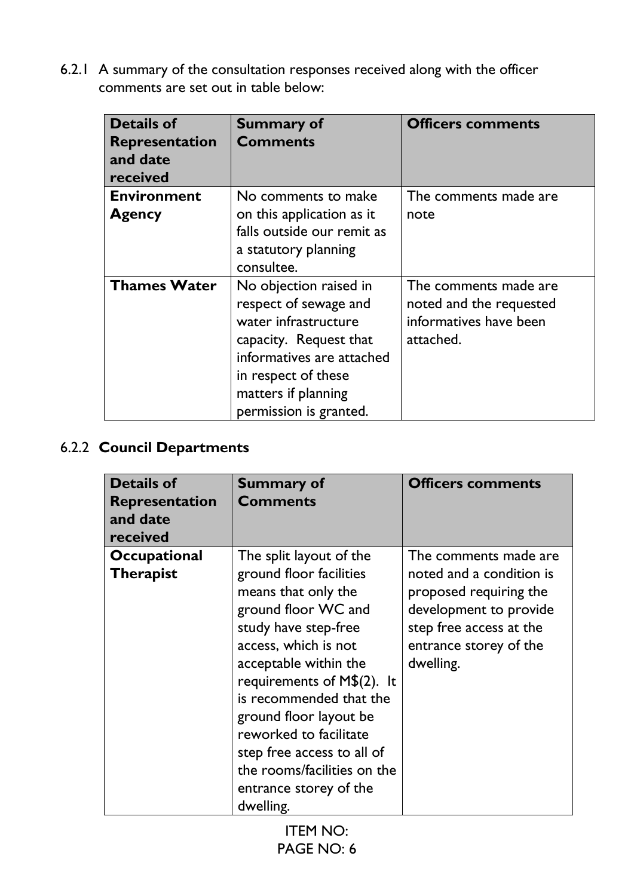6.2.1 A summary of the consultation responses received along with the officer comments are set out in table below:

| Details of Representation and date received | Summary of Comments | Officers comments |
| --- | --- | --- |
| **Environment Agency** | No comments to make on this application as it falls outside our remit as a statutory planning consultee. | The comments made are note |
| **Thames Water** | No objection raised in respect of sewage and water infrastructure capacity. Request that informatives are attached in respect of these matters if planning permission is granted. | The comments made are noted and the requested informatives have been attached. |

6.2.2 **Council Departments**

| Details of Representation and date received | Summary of Comments | Officers comments |
| --- | --- | --- |
| **Occupational Therapist** | The split layout of the ground floor facilities means that only the ground floor WC and study have step-free access, which is not acceptable within the requirements of M$(2). It is recommended that the ground floor layout be reworked to facilitate step free access to all of the rooms/facilities on the entrance storey of the dwelling. | The comments made are noted and a condition is proposed requiring the development to provide step free access at the entrance storey of the dwelling. |

ITEM NO: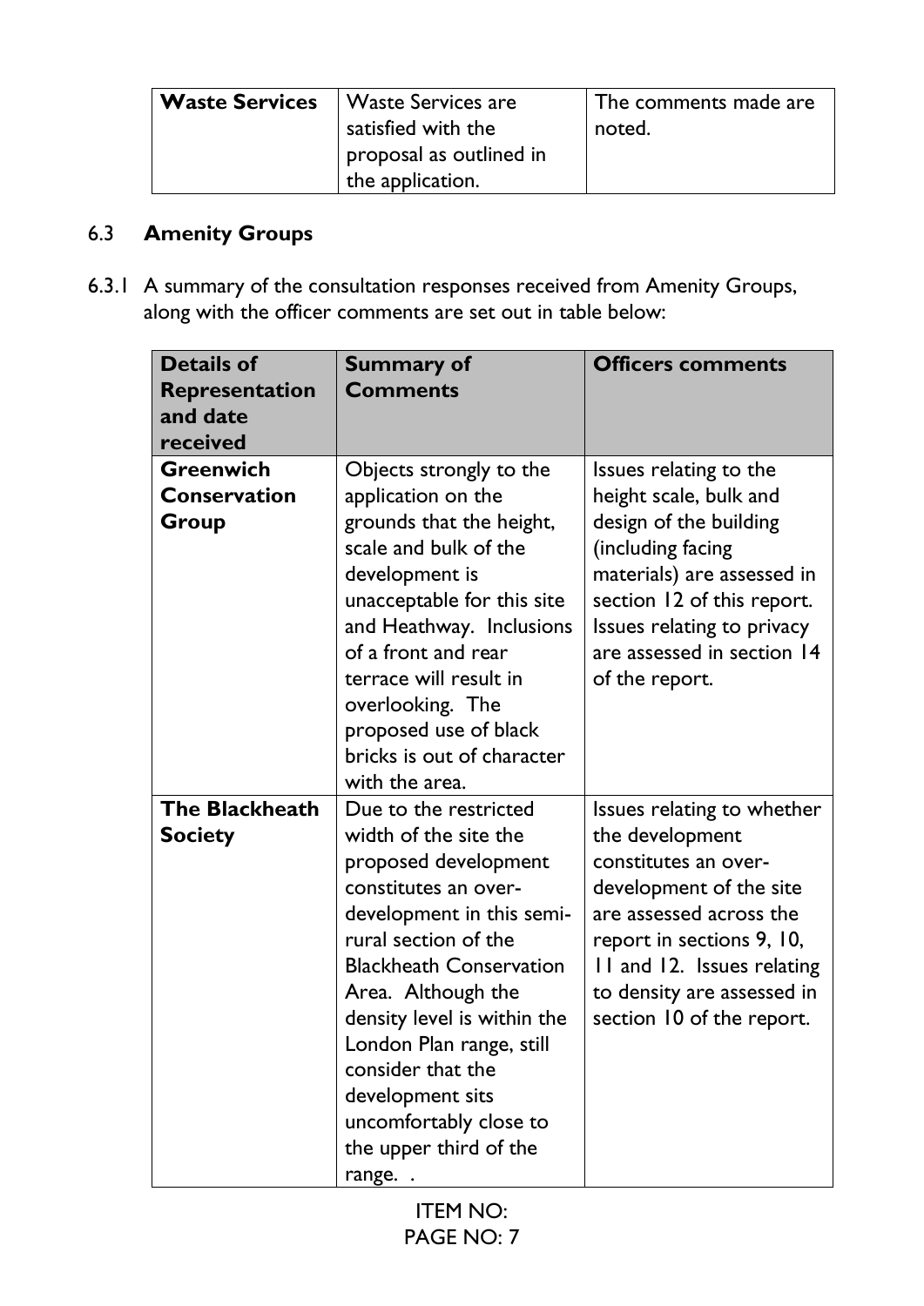| Waste Services | Waste Services are satisfied with the proposal as outlined in the application. | The comments made are noted. |
|---|---|---|

## 6.3 **Amenity Groups**

6.3.1 A summary of the consultation responses received from Amenity Groups, along with the officer comments are set out in table below:

| **Details of Representation and date received** | **Summary of Comments** | **Officers comments** |
|---|---|---|
| **Greenwich Conservation Group** | Objects strongly to the application on the grounds that the height, scale and bulk of the development is unacceptable for this site and Heathway. Inclusions of a front and rear terrace will result in overlooking. The proposed use of black bricks is out of character with the area. | Issues relating to the height scale, bulk and design of the building (including facing materials) are assessed in section 12 of this report. Issues relating to privacy are assessed in section 14 of the report. |
| **The Blackheath Society** | Due to the restricted width of the site the proposed development constitutes an over-development in this semi-rural section of the Blackheath Conservation Area. Although the density level is within the London Plan range, still consider that the development sits uncomfortably close to the upper third of the range. . | Issues relating to whether the development constitutes an over-development of the site are assessed across the report in sections 9, 10, 11 and 12. Issues relating to density are assessed in section 10 of the report. |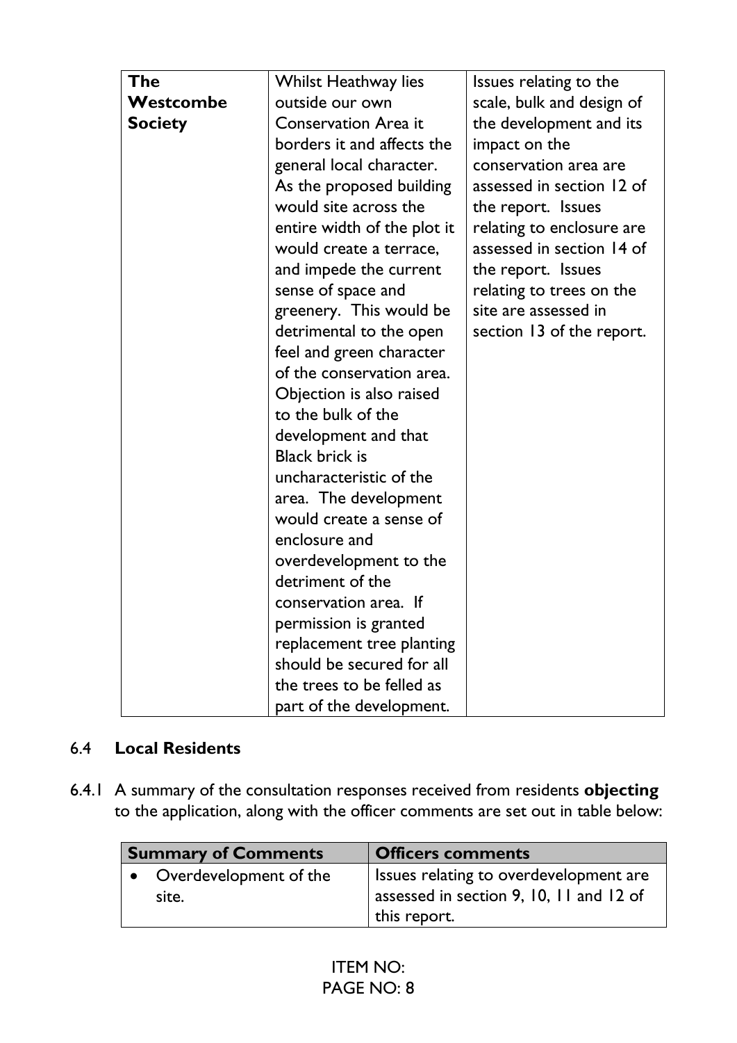| The Westcombe Society | Whilst Heathway lies outside our own Conservation Area it borders it and affects the general local character. As the proposed building would site across the entire width of the plot it would create a terrace, and impede the current sense of space and greenery. This would be detrimental to the open feel and green character of the conservation area. Objection is also raised to the bulk of the development and that Black brick is uncharacteristic of the area. The development would create a sense of enclosure and overdevelopment to the detriment of the conservation area. If permission is granted replacement tree planting should be secured for all the trees to be felled as part of the development. | Issues relating to the scale, bulk and design of the development and its impact on the conservation area are assessed in section 12 of the report. Issues relating to enclosure are assessed in section 14 of the report. Issues relating to trees on the site are assessed in section 13 of the report. |
|---|---|---|

## 6.4 Local Residents

6.4.1 A summary of the consultation responses received from residents **objecting** to the application, along with the officer comments are set out in table below:

| Summary of Comments | Officers comments |
|---|---|
| • Overdevelopment of the site. | Issues relating to overdevelopment are assessed in section 9, 10, 11 and 12 of this report. |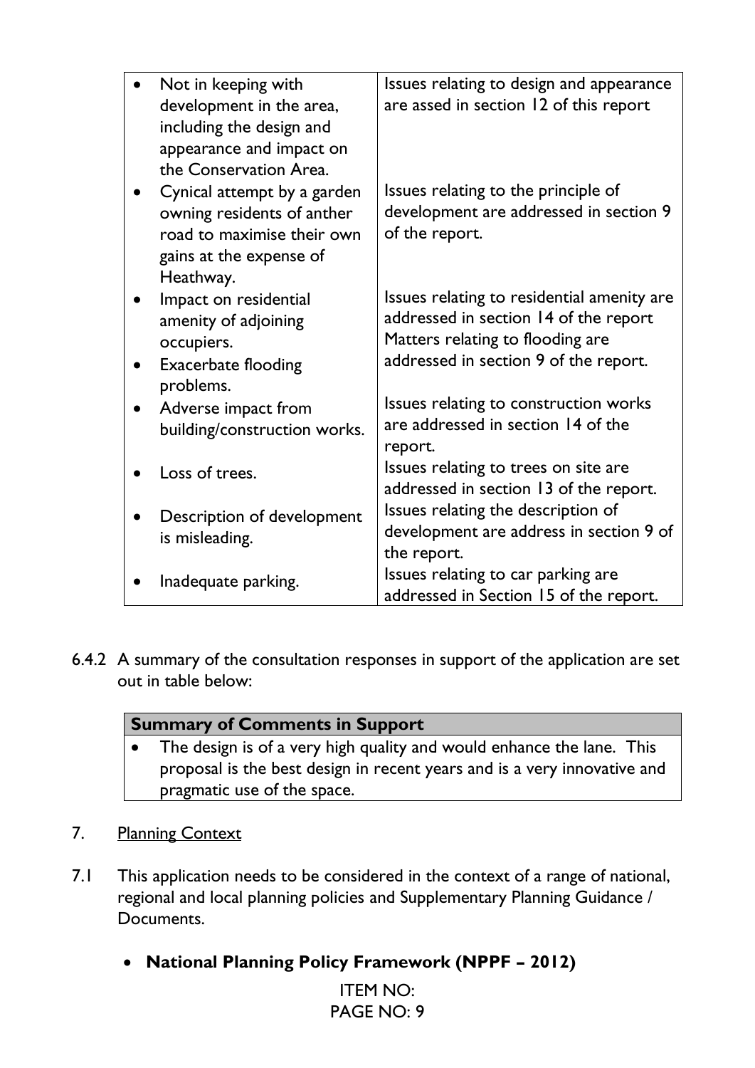| | |
|---|---|
| • Not in keeping with development in the area, including the design and appearance and impact on the Conservation Area. | Issues relating to design and appearance are assed in section 12 of this report |
| • Cynical attempt by a garden owning residents of anther road to maximise their own gains at the expense of Heathway. | Issues relating to the principle of development are addressed in section 9 of the report. |
| • Impact on residential amenity of adjoining occupiers.<br>• Exacerbate flooding problems. | Issues relating to residential amenity are addressed in section 14 of the report Matters relating to flooding are addressed in section 9 of the report. |
| • Adverse impact from building/construction works. | Issues relating to construction works are addressed in section 14 of the report. |
| • Loss of trees. | Issues relating to trees on site are addressed in section 13 of the report. |
| • Description of development is misleading. | Issues relating the description of development are address in section 9 of the report. |
| • Inadequate parking. | Issues relating to car parking are addressed in Section 15 of the report. |

6.4.2 A summary of the consultation responses in support of the application are set out in table below:

| **Summary of Comments in Support** |
|---|
| • The design is of a very high quality and would enhance the lane. This proposal is the best design in recent years and is a very innovative and pragmatic use of the space. |

7. Planning Context

7.1 This application needs to be considered in the context of a range of national, regional and local planning policies and Supplementary Planning Guidance / Documents.

- **National Planning Policy Framework (NPPF – 2012)**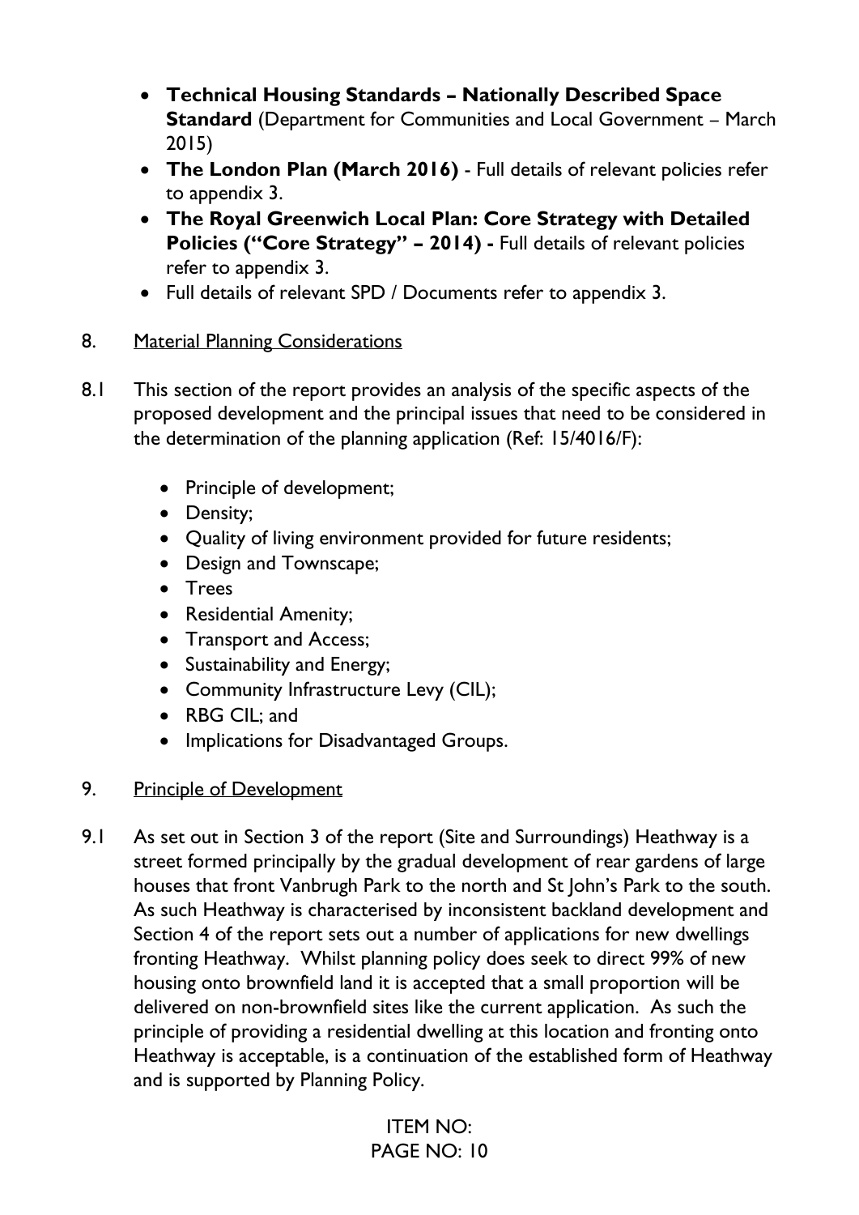- **Technical Housing Standards – Nationally Described Space Standard** (Department for Communities and Local Government – March 2015)
- **The London Plan (March 2016)** - Full details of relevant policies refer to appendix 3.
- **The Royal Greenwich Local Plan: Core Strategy with Detailed Policies ("Core Strategy" – 2014) -** Full details of relevant policies refer to appendix 3.
- Full details of relevant SPD / Documents refer to appendix 3.

## 8. Material Planning Considerations

8.1 This section of the report provides an analysis of the specific aspects of the proposed development and the principal issues that need to be considered in the determination of the planning application (Ref: 15/4016/F):

- Principle of development;
- Density;
- Quality of living environment provided for future residents;
- Design and Townscape;
- Trees
- Residential Amenity;
- Transport and Access;
- Sustainability and Energy;
- Community Infrastructure Levy (CIL);
- RBG CIL; and
- Implications for Disadvantaged Groups.

## 9. Principle of Development

9.1 As set out in Section 3 of the report (Site and Surroundings) Heathway is a street formed principally by the gradual development of rear gardens of large houses that front Vanbrugh Park to the north and St John's Park to the south. As such Heathway is characterised by inconsistent backland development and Section 4 of the report sets out a number of applications for new dwellings fronting Heathway. Whilst planning policy does seek to direct 99% of new housing onto brownfield land it is accepted that a small proportion will be delivered on non-brownfield sites like the current application. As such the principle of providing a residential dwelling at this location and fronting onto Heathway is acceptable, is a continuation of the established form of Heathway and is supported by Planning Policy.

ITEM NO: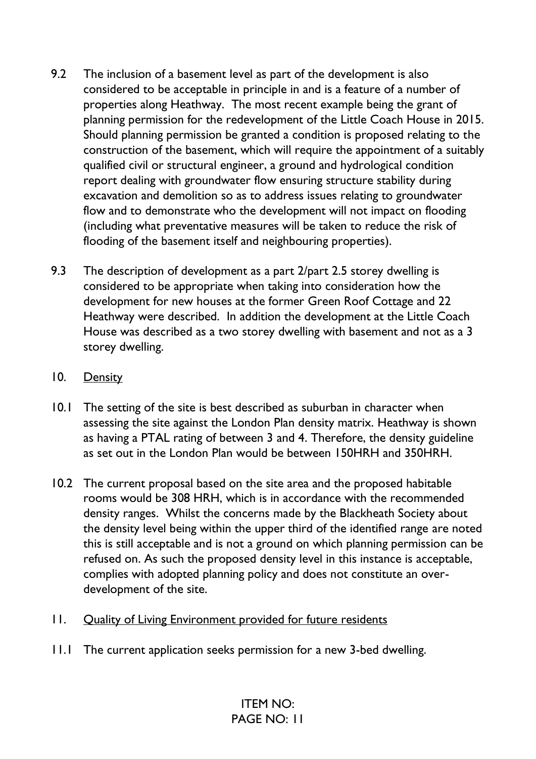9.2 The inclusion of a basement level as part of the development is also considered to be acceptable in principle in and is a feature of a number of properties along Heathway. The most recent example being the grant of planning permission for the redevelopment of the Little Coach House in 2015. Should planning permission be granted a condition is proposed relating to the construction of the basement, which will require the appointment of a suitably qualified civil or structural engineer, a ground and hydrological condition report dealing with groundwater flow ensuring structure stability during excavation and demolition so as to address issues relating to groundwater flow and to demonstrate who the development will not impact on flooding (including what preventative measures will be taken to reduce the risk of flooding of the basement itself and neighbouring properties).

9.3 The description of development as a part 2/part 2.5 storey dwelling is considered to be appropriate when taking into consideration how the development for new houses at the former Green Roof Cottage and 22 Heathway were described. In addition the development at the Little Coach House was described as a two storey dwelling with basement and not as a 3 storey dwelling.

## 10. Density

10.1 The setting of the site is best described as suburban in character when assessing the site against the London Plan density matrix. Heathway is shown as having a PTAL rating of between 3 and 4. Therefore, the density guideline as set out in the London Plan would be between 150HRH and 350HRH.

10.2 The current proposal based on the site area and the proposed habitable rooms would be 308 HRH, which is in accordance with the recommended density ranges. Whilst the concerns made by the Blackheath Society about the density level being within the upper third of the identified range are noted this is still acceptable and is not a ground on which planning permission can be refused on. As such the proposed density level in this instance is acceptable, complies with adopted planning policy and does not constitute an over-development of the site.

## 11. Quality of Living Environment provided for future residents

11.1 The current application seeks permission for a new 3-bed dwelling.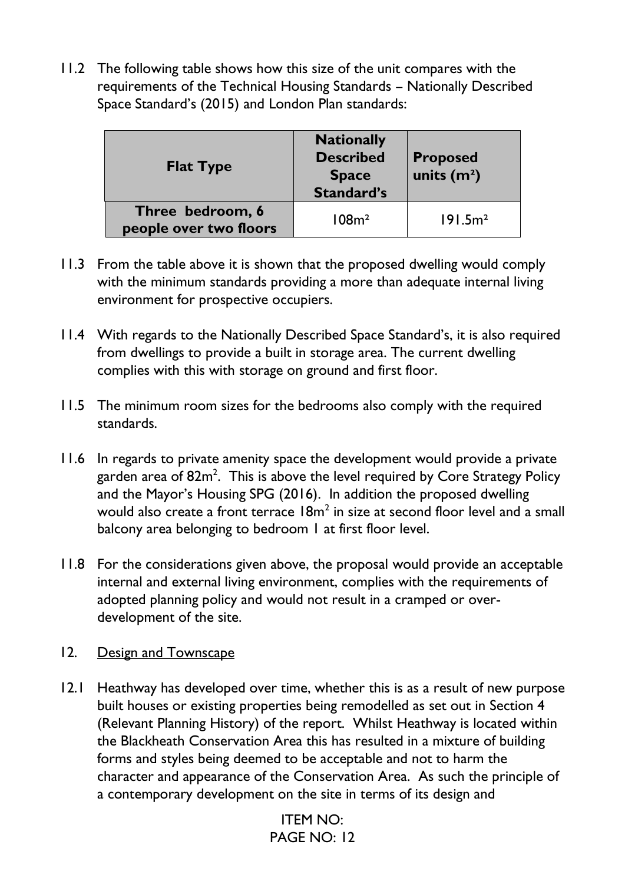11.2 The following table shows how this size of the unit compares with the requirements of the Technical Housing Standards – Nationally Described Space Standard's (2015) and London Plan standards:

| Flat Type | Nationally Described Space Standard's | Proposed units ($m^2$) |
|---|---|---|
| Three bedroom, 6 people over two floors | 108$m^2$ | 191.5$m^2$ |

11.3 From the table above it is shown that the proposed dwelling would comply with the minimum standards providing a more than adequate internal living environment for prospective occupiers.

11.4 With regards to the Nationally Described Space Standard's, it is also required from dwellings to provide a built in storage area. The current dwelling complies with this with storage on ground and first floor.

11.5 The minimum room sizes for the bedrooms also comply with the required standards.

11.6 In regards to private amenity space the development would provide a private garden area of 82$m^2$. This is above the level required by Core Strategy Policy and the Mayor's Housing SPG (2016). In addition the proposed dwelling would also create a front terrace 18$m^2$ in size at second floor level and a small balcony area belonging to bedroom 1 at first floor level.

11.8 For the considerations given above, the proposal would provide an acceptable internal and external living environment, complies with the requirements of adopted planning policy and would not result in a cramped or over-development of the site.

12. Design and Townscape

12.1 Heathway has developed over time, whether this is as a result of new purpose built houses or existing properties being remodelled as set out in Section 4 (Relevant Planning History) of the report. Whilst Heathway is located within the Blackheath Conservation Area this has resulted in a mixture of building forms and styles being deemed to be acceptable and not to harm the character and appearance of the Conservation Area. As such the principle of a contemporary development on the site in terms of its design and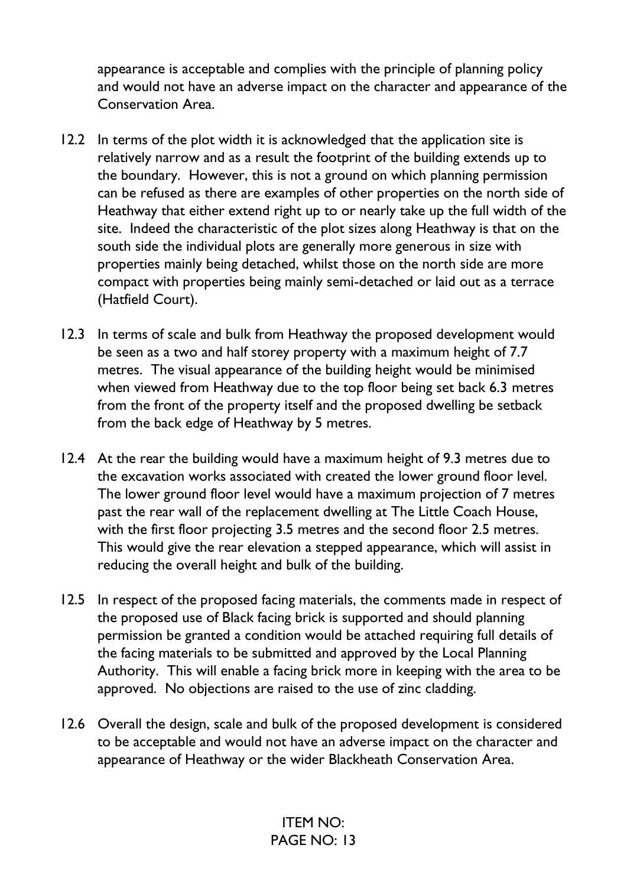appearance is acceptable and complies with the principle of planning policy and would not have an adverse impact on the character and appearance of the Conservation Area.

12.2 In terms of the plot width it is acknowledged that the application site is relatively narrow and as a result the footprint of the building extends up to the boundary. However, this is not a ground on which planning permission can be refused as there are examples of other properties on the north side of Heathway that either extend right up to or nearly take up the full width of the site. Indeed the characteristic of the plot sizes along Heathway is that on the south side the individual plots are generally more generous in size with properties mainly being detached, whilst those on the north side are more compact with properties being mainly semi-detached or laid out as a terrace (Hatfield Court).

12.3 In terms of scale and bulk from Heathway the proposed development would be seen as a two and half storey property with a maximum height of 7.7 metres. The visual appearance of the building height would be minimised when viewed from Heathway due to the top floor being set back 6.3 metres from the front of the property itself and the proposed dwelling be setback from the back edge of Heathway by 5 metres.

12.4 At the rear the building would have a maximum height of 9.3 metres due to the excavation works associated with created the lower ground floor level. The lower ground floor level would have a maximum projection of 7 metres past the rear wall of the replacement dwelling at The Little Coach House, with the first floor projecting 3.5 metres and the second floor 2.5 metres. This would give the rear elevation a stepped appearance, which will assist in reducing the overall height and bulk of the building.

12.5 In respect of the proposed facing materials, the comments made in respect of the proposed use of Black facing brick is supported and should planning permission be granted a condition would be attached requiring full details of the facing materials to be submitted and approved by the Local Planning Authority. This will enable a facing brick more in keeping with the area to be approved. No objections are raised to the use of zinc cladding.

12.6 Overall the design, scale and bulk of the proposed development is considered to be acceptable and would not have an adverse impact on the character and appearance of Heathway or the wider Blackheath Conservation Area.

ITEM NO: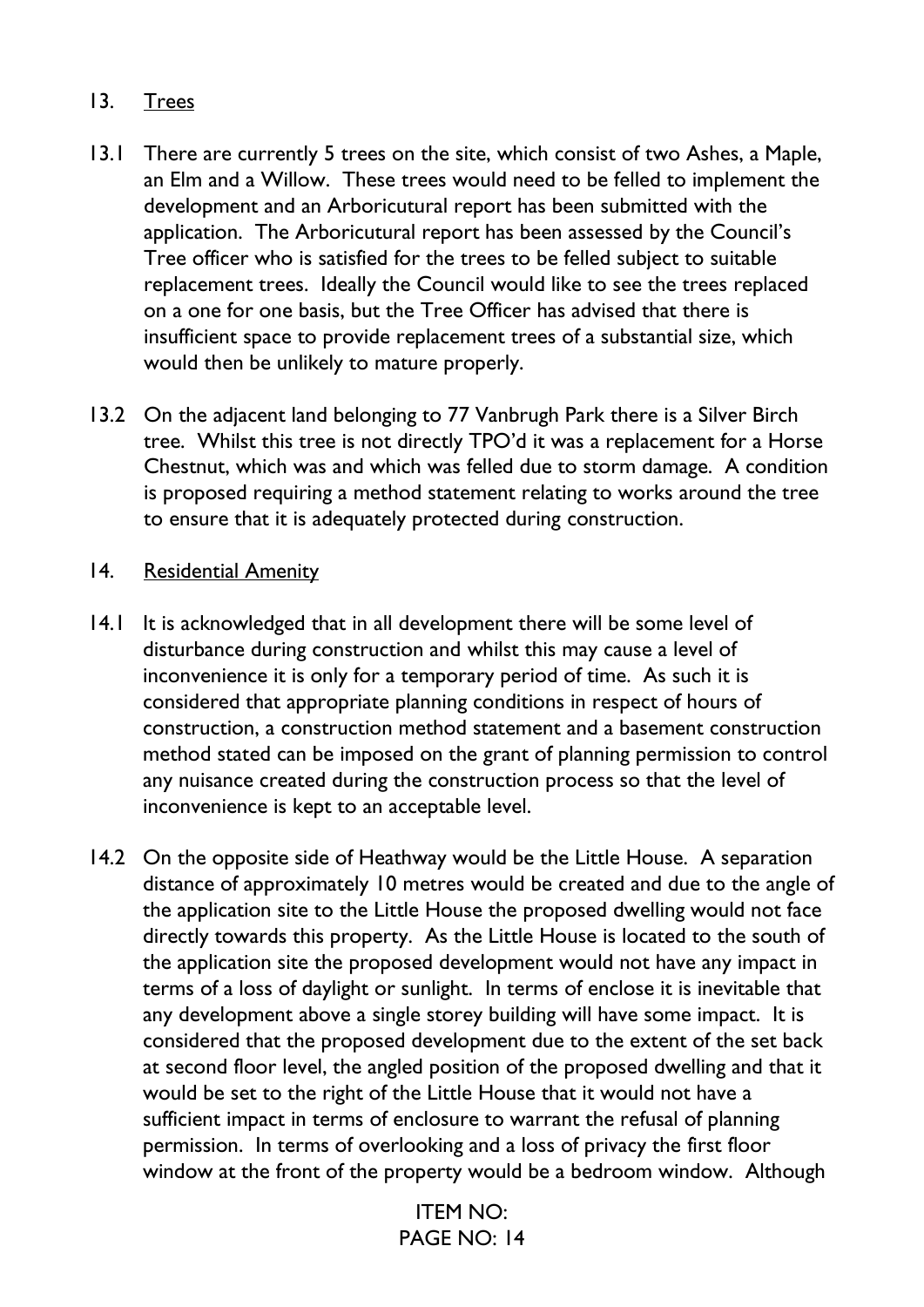## 13. Trees

13.1 There are currently 5 trees on the site, which consist of two Ashes, a Maple, an Elm and a Willow. These trees would need to be felled to implement the development and an Arboricutural report has been submitted with the application. The Arboricutural report has been assessed by the Council's Tree officer who is satisfied for the trees to be felled subject to suitable replacement trees. Ideally the Council would like to see the trees replaced on a one for one basis, but the Tree Officer has advised that there is insufficient space to provide replacement trees of a substantial size, which would then be unlikely to mature properly.

13.2 On the adjacent land belonging to 77 Vanbrugh Park there is a Silver Birch tree. Whilst this tree is not directly TPO'd it was a replacement for a Horse Chestnut, which was and which was felled due to storm damage. A condition is proposed requiring a method statement relating to works around the tree to ensure that it is adequately protected during construction.

## 14. Residential Amenity

14.1 It is acknowledged that in all development there will be some level of disturbance during construction and whilst this may cause a level of inconvenience it is only for a temporary period of time. As such it is considered that appropriate planning conditions in respect of hours of construction, a construction method statement and a basement construction method stated can be imposed on the grant of planning permission to control any nuisance created during the construction process so that the level of inconvenience is kept to an acceptable level.

14.2 On the opposite side of Heathway would be the Little House. A separation distance of approximately 10 metres would be created and due to the angle of the application site to the Little House the proposed dwelling would not face directly towards this property. As the Little House is located to the south of the application site the proposed development would not have any impact in terms of a loss of daylight or sunlight. In terms of enclose it is inevitable that any development above a single storey building will have some impact. It is considered that the proposed development due to the extent of the set back at second floor level, the angled position of the proposed dwelling and that it would be set to the right of the Little House that it would not have a sufficient impact in terms of enclosure to warrant the refusal of planning permission. In terms of overlooking and a loss of privacy the first floor window at the front of the property would be a bedroom window. Although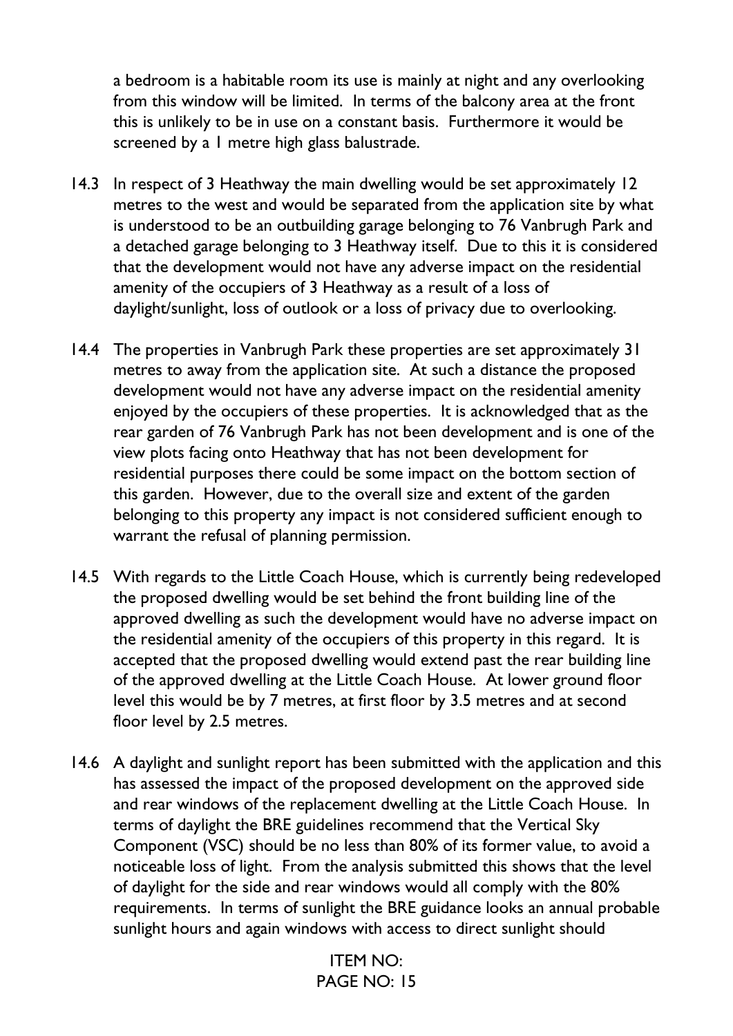a bedroom is a habitable room its use is mainly at night and any overlooking from this window will be limited. In terms of the balcony area at the front this is unlikely to be in use on a constant basis. Furthermore it would be screened by a 1 metre high glass balustrade.

14.3 In respect of 3 Heathway the main dwelling would be set approximately 12 metres to the west and would be separated from the application site by what is understood to be an outbuilding garage belonging to 76 Vanbrugh Park and a detached garage belonging to 3 Heathway itself. Due to this it is considered that the development would not have any adverse impact on the residential amenity of the occupiers of 3 Heathway as a result of a loss of daylight/sunlight, loss of outlook or a loss of privacy due to overlooking.

14.4 The properties in Vanbrugh Park these properties are set approximately 31 metres to away from the application site. At such a distance the proposed development would not have any adverse impact on the residential amenity enjoyed by the occupiers of these properties. It is acknowledged that as the rear garden of 76 Vanbrugh Park has not been development and is one of the view plots facing onto Heathway that has not been development for residential purposes there could be some impact on the bottom section of this garden. However, due to the overall size and extent of the garden belonging to this property any impact is not considered sufficient enough to warrant the refusal of planning permission.

14.5 With regards to the Little Coach House, which is currently being redeveloped the proposed dwelling would be set behind the front building line of the approved dwelling as such the development would have no adverse impact on the residential amenity of the occupiers of this property in this regard. It is accepted that the proposed dwelling would extend past the rear building line of the approved dwelling at the Little Coach House. At lower ground floor level this would be by 7 metres, at first floor by 3.5 metres and at second floor level by 2.5 metres.

14.6 A daylight and sunlight report has been submitted with the application and this has assessed the impact of the proposed development on the approved side and rear windows of the replacement dwelling at the Little Coach House. In terms of daylight the BRE guidelines recommend that the Vertical Sky Component (VSC) should be no less than 80% of its former value, to avoid a noticeable loss of light. From the analysis submitted this shows that the level of daylight for the side and rear windows would all comply with the 80% requirements. In terms of sunlight the BRE guidance looks an annual probable sunlight hours and again windows with access to direct sunlight should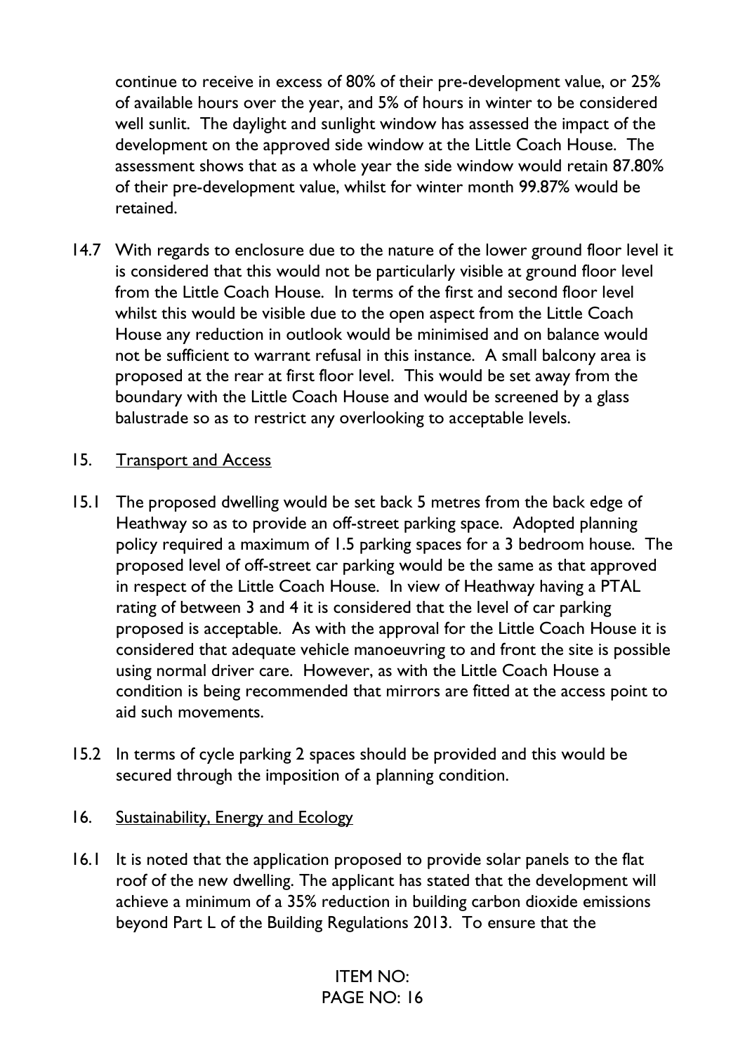continue to receive in excess of 80% of their pre-development value, or 25% of available hours over the year, and 5% of hours in winter to be considered well sunlit. The daylight and sunlight window has assessed the impact of the development on the approved side window at the Little Coach House. The assessment shows that as a whole year the side window would retain 87.80% of their pre-development value, whilst for winter month 99.87% would be retained.

14.7 With regards to enclosure due to the nature of the lower ground floor level it is considered that this would not be particularly visible at ground floor level from the Little Coach House. In terms of the first and second floor level whilst this would be visible due to the open aspect from the Little Coach House any reduction in outlook would be minimised and on balance would not be sufficient to warrant refusal in this instance. A small balcony area is proposed at the rear at first floor level. This would be set away from the boundary with the Little Coach House and would be screened by a glass balustrade so as to restrict any overlooking to acceptable levels.

15. Transport and Access

15.1 The proposed dwelling would be set back 5 metres from the back edge of Heathway so as to provide an off-street parking space. Adopted planning policy required a maximum of 1.5 parking spaces for a 3 bedroom house. The proposed level of off-street car parking would be the same as that approved in respect of the Little Coach House. In view of Heathway having a PTAL rating of between 3 and 4 it is considered that the level of car parking proposed is acceptable. As with the approval for the Little Coach House it is considered that adequate vehicle manoeuvring to and front the site is possible using normal driver care. However, as with the Little Coach House a condition is being recommended that mirrors are fitted at the access point to aid such movements.

15.2 In terms of cycle parking 2 spaces should be provided and this would be secured through the imposition of a planning condition.

16. Sustainability, Energy and Ecology

16.1 It is noted that the application proposed to provide solar panels to the flat roof of the new dwelling. The applicant has stated that the development will achieve a minimum of a 35% reduction in building carbon dioxide emissions beyond Part L of the Building Regulations 2013. To ensure that the

ITEM NO: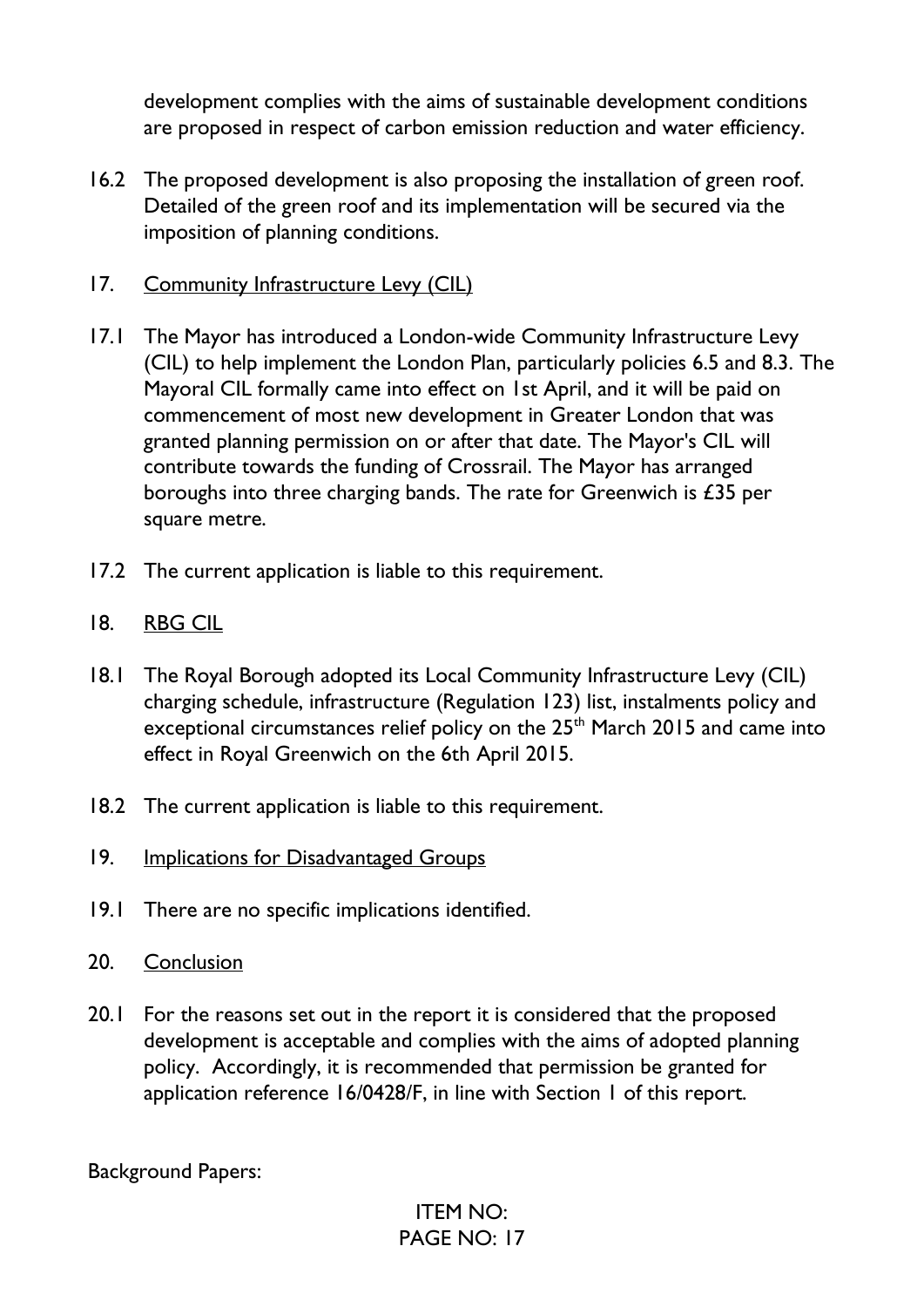development complies with the aims of sustainable development conditions are proposed in respect of carbon emission reduction and water efficiency.

16.2 The proposed development is also proposing the installation of green roof. Detailed of the green roof and its implementation will be secured via the imposition of planning conditions.

17. <u>Community Infrastructure Levy (CIL)</u>

17.1 The Mayor has introduced a London-wide Community Infrastructure Levy (CIL) to help implement the London Plan, particularly policies 6.5 and 8.3. The Mayoral CIL formally came into effect on 1st April, and it will be paid on commencement of most new development in Greater London that was granted planning permission on or after that date. The Mayor's CIL will contribute towards the funding of Crossrail. The Mayor has arranged boroughs into three charging bands. The rate for Greenwich is £35 per square metre.

17.2 The current application is liable to this requirement.

18. <u>RBG CIL</u>

18.1 The Royal Borough adopted its Local Community Infrastructure Levy (CIL) charging schedule, infrastructure (Regulation 123) list, instalments policy and exceptional circumstances relief policy on the 25th March 2015 and came into effect in Royal Greenwich on the 6th April 2015.

18.2 The current application is liable to this requirement.

19. <u>Implications for Disadvantaged Groups</u>

19.1 There are no specific implications identified.

20. <u>Conclusion</u>

20.1 For the reasons set out in the report it is considered that the proposed development is acceptable and complies with the aims of adopted planning policy. Accordingly, it is recommended that permission be granted for application reference 16/0428/F, in line with Section 1 of this report.

Background Papers: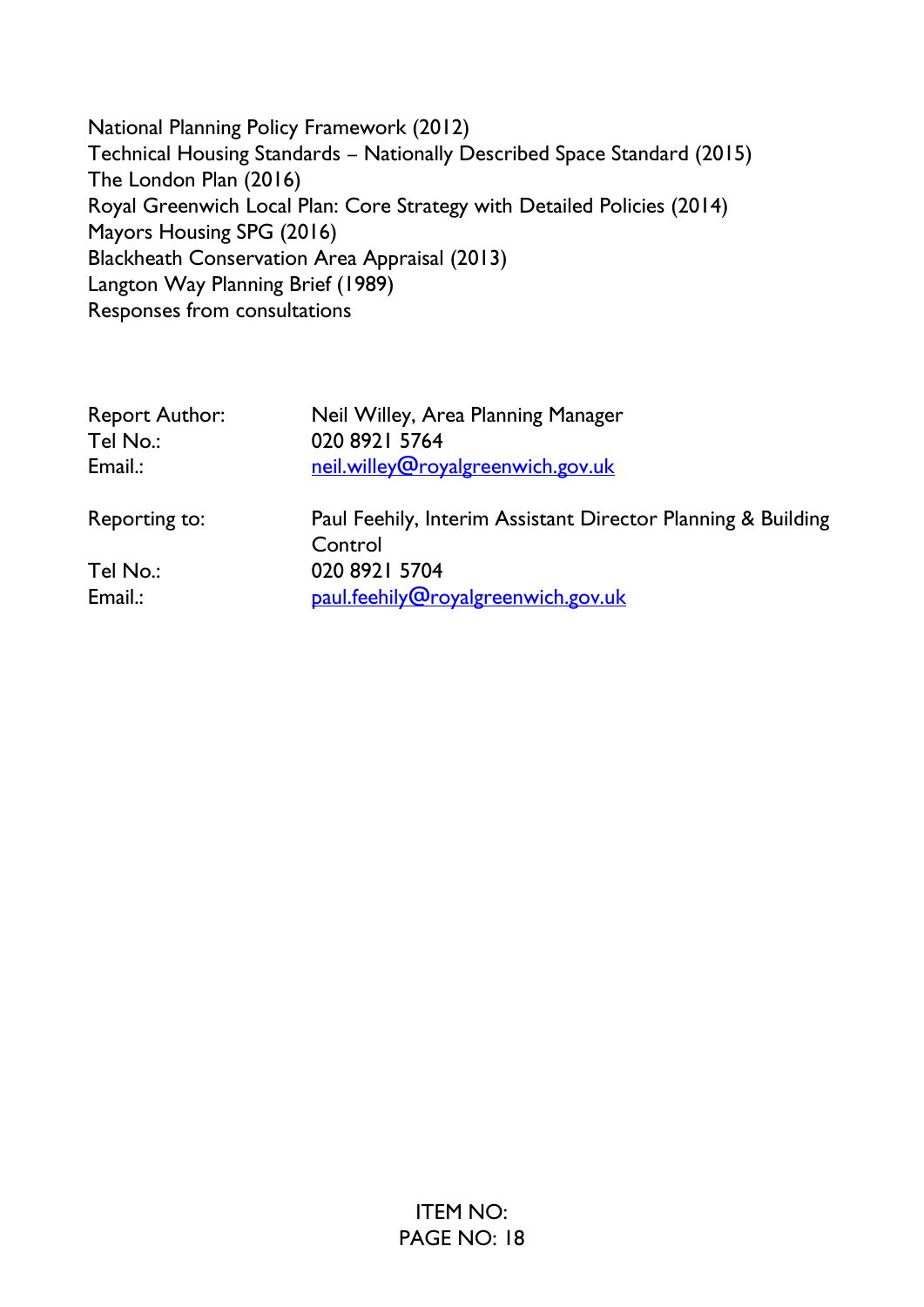National Planning Policy Framework (2012)
Technical Housing Standards – Nationally Described Space Standard (2015)
The London Plan (2016)
Royal Greenwich Local Plan: Core Strategy with Detailed Policies (2014)
Mayors Housing SPG (2016)
Blackheath Conservation Area Appraisal (2013)
Langton Way Planning Brief (1989)
Responses from consultations

| | |
|---|---|
| Report Author: | Neil Willey, Area Planning Manager |
| Tel No.: | 020 8921 5764 |
| Email.: | neil.willey@royalgreenwich.gov.uk |
| | |
| Reporting to: | Paul Feehily, Interim Assistant Director Planning & Building Control |
| Tel No.: | 020 8921 5704 |
| Email.: | paul.feehily@royalgreenwich.gov.uk |

ITEM NO: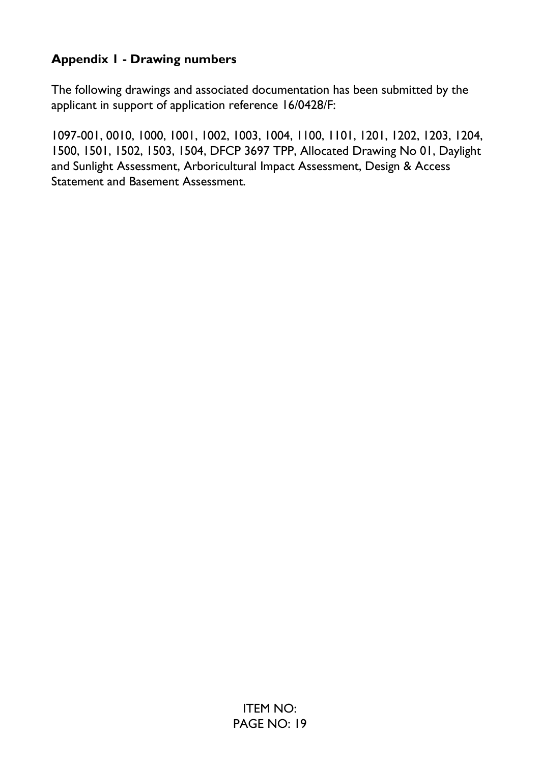## Appendix 1 - Drawing numbers

The following drawings and associated documentation has been submitted by the applicant in support of application reference 16/0428/F:

1097-001, 0010, 1000, 1001, 1002, 1003, 1004, 1100, 1101, 1201, 1202, 1203, 1204, 1500, 1501, 1502, 1503, 1504, DFCP 3697 TPP, Allocated Drawing No 01, Daylight and Sunlight Assessment, Arboricultural Impact Assessment, Design & Access Statement and Basement Assessment.

ITEM NO: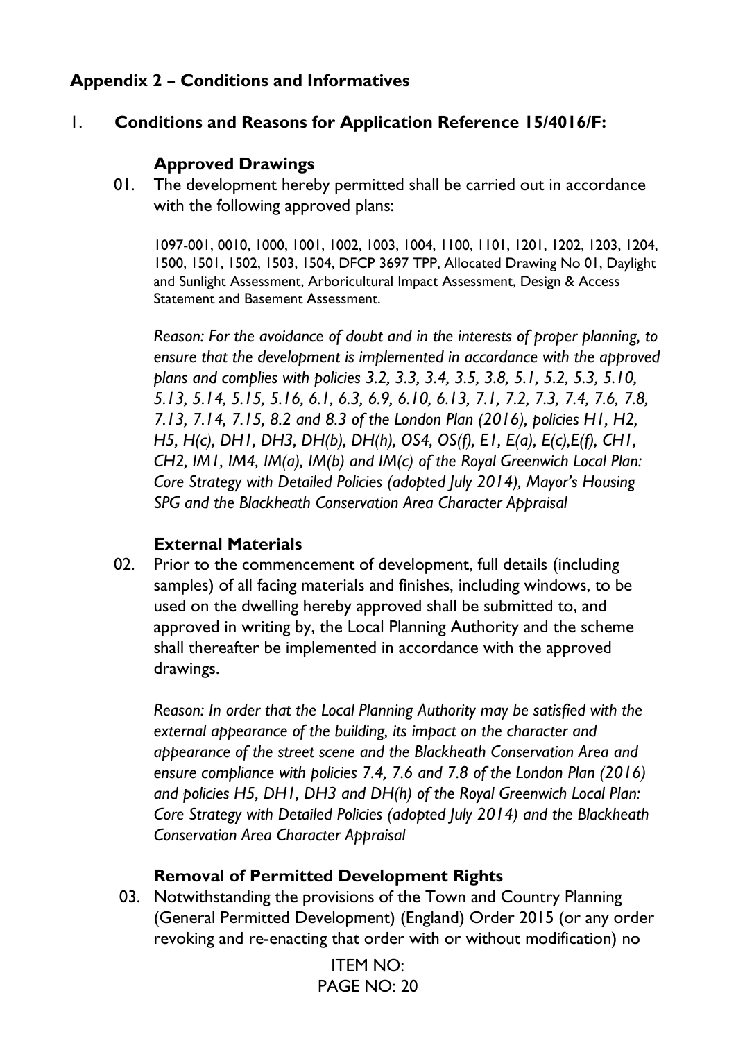## Appendix 2 – Conditions and Informatives

1. **Conditions and Reasons for Application Reference 15/4016/F:**

### Approved Drawings

01. The development hereby permitted shall be carried out in accordance with the following approved plans:

1097-001, 0010, 1000, 1001, 1002, 1003, 1004, 1100, 1101, 1201, 1202, 1203, 1204, 1500, 1501, 1502, 1503, 1504, DFCP 3697 TPP, Allocated Drawing No 01, Daylight and Sunlight Assessment, Arboricultural Impact Assessment, Design & Access Statement and Basement Assessment.

*Reason: For the avoidance of doubt and in the interests of proper planning, to ensure that the development is implemented in accordance with the approved plans and complies with policies 3.2, 3.3, 3.4, 3.5, 3.8, 5.1, 5.2, 5.3, 5.10, 5.13, 5.14, 5.15, 5.16, 6.1, 6.3, 6.9, 6.10, 6.13, 7.1, 7.2, 7.3, 7.4, 7.6, 7.8, 7.13, 7.14, 7.15, 8.2 and 8.3 of the London Plan (2016), policies H1, H2, H5, H(c), DH1, DH3, DH(b), DH(h), OS4, OS(f), E1, E(a), E(c),E(f), CH1, CH2, IM1, IM4, IM(a), IM(b) and IM(c) of the Royal Greenwich Local Plan: Core Strategy with Detailed Policies (adopted July 2014), Mayor's Housing SPG and the Blackheath Conservation Area Character Appraisal*

### External Materials

02. Prior to the commencement of development, full details (including samples) of all facing materials and finishes, including windows, to be used on the dwelling hereby approved shall be submitted to, and approved in writing by, the Local Planning Authority and the scheme shall thereafter be implemented in accordance with the approved drawings.

*Reason: In order that the Local Planning Authority may be satisfied with the external appearance of the building, its impact on the character and appearance of the street scene and the Blackheath Conservation Area and ensure compliance with policies 7.4, 7.6 and 7.8 of the London Plan (2016) and policies H5, DH1, DH3 and DH(h) of the Royal Greenwich Local Plan: Core Strategy with Detailed Policies (adopted July 2014) and the Blackheath Conservation Area Character Appraisal*

### Removal of Permitted Development Rights

03. Notwithstanding the provisions of the Town and Country Planning (General Permitted Development) (England) Order 2015 (or any order revoking and re-enacting that order with or without modification) no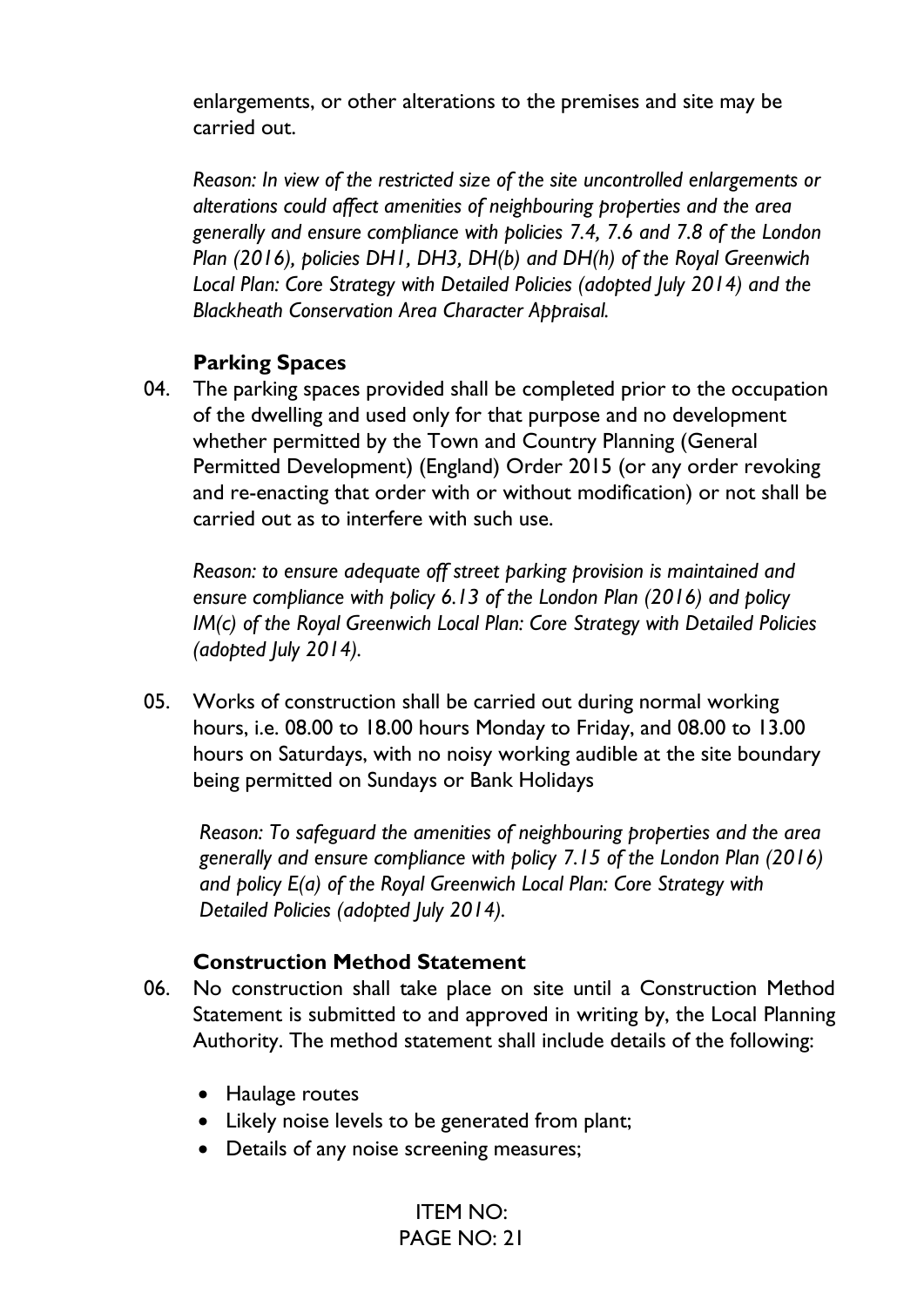enlargements, or other alterations to the premises and site may be carried out.

*Reason: In view of the restricted size of the site uncontrolled enlargements or alterations could affect amenities of neighbouring properties and the area generally and ensure compliance with policies 7.4, 7.6 and 7.8 of the London Plan (2016), policies DH1, DH3, DH(b) and DH(h) of the Royal Greenwich Local Plan: Core Strategy with Detailed Policies (adopted July 2014) and the Blackheath Conservation Area Character Appraisal.*

**Parking Spaces**

04. The parking spaces provided shall be completed prior to the occupation of the dwelling and used only for that purpose and no development whether permitted by the Town and Country Planning (General Permitted Development) (England) Order 2015 (or any order revoking and re-enacting that order with or without modification) or not shall be carried out as to interfere with such use.

    *Reason: to ensure adequate off street parking provision is maintained and ensure compliance with policy 6.13 of the London Plan (2016) and policy IM(c) of the Royal Greenwich Local Plan: Core Strategy with Detailed Policies (adopted July 2014).*

05. Works of construction shall be carried out during normal working hours, i.e. 08.00 to 18.00 hours Monday to Friday, and 08.00 to 13.00 hours on Saturdays, with no noisy working audible at the site boundary being permitted on Sundays or Bank Holidays

    *Reason: To safeguard the amenities of neighbouring properties and the area generally and ensure compliance with policy 7.15 of the London Plan (2016) and policy E(a) of the Royal Greenwich Local Plan: Core Strategy with Detailed Policies (adopted July 2014).*

**Construction Method Statement**

06. No construction shall take place on site until a Construction Method Statement is submitted to and approved in writing by, the Local Planning Authority. The method statement shall include details of the following:

    - Haulage routes
    - Likely noise levels to be generated from plant;
    - Details of any noise screening measures;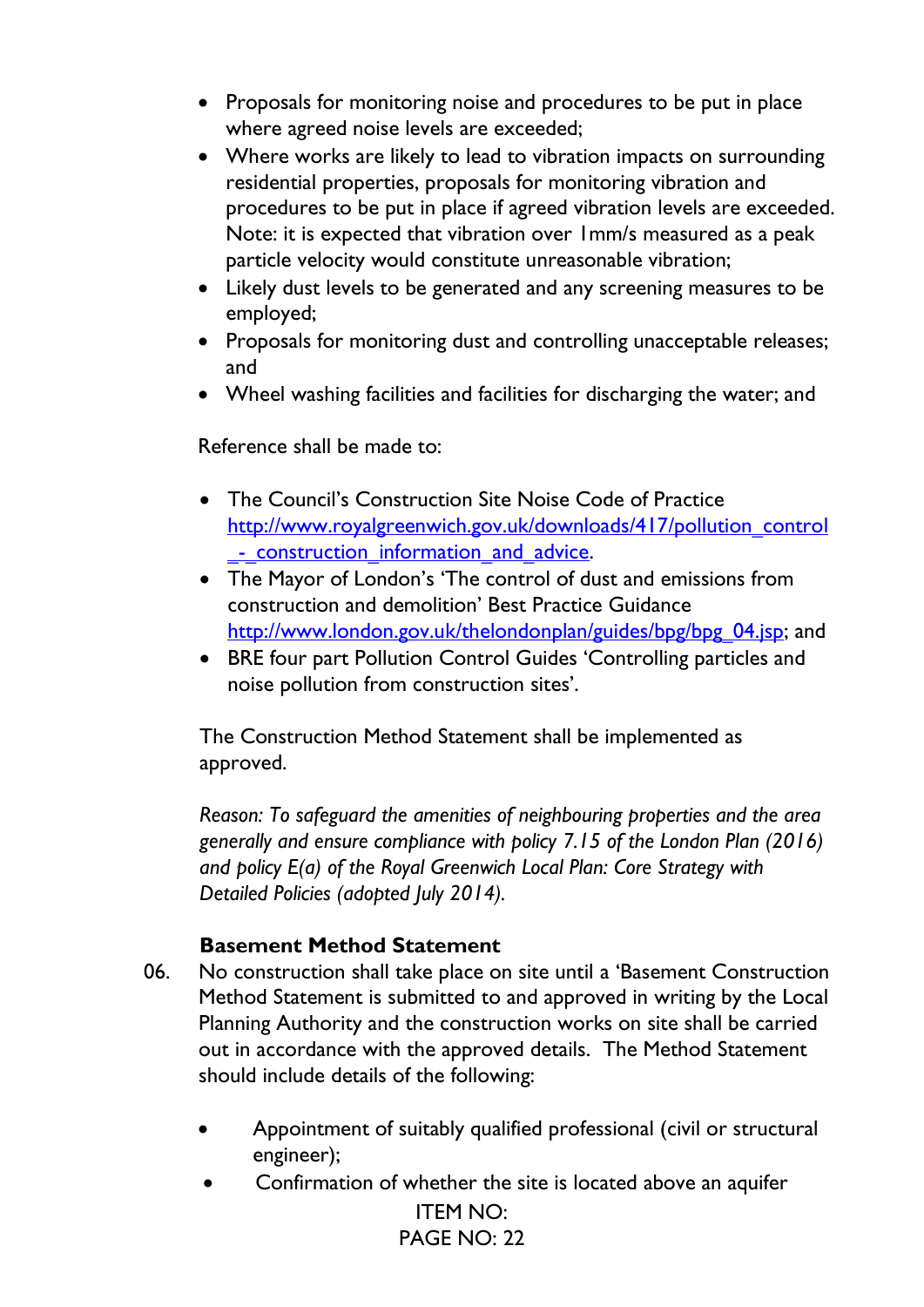- Proposals for monitoring noise and procedures to be put in place where agreed noise levels are exceeded;
- Where works are likely to lead to vibration impacts on surrounding residential properties, proposals for monitoring vibration and procedures to be put in place if agreed vibration levels are exceeded. Note: it is expected that vibration over 1mm/s measured as a peak particle velocity would constitute unreasonable vibration;
- Likely dust levels to be generated and any screening measures to be employed;
- Proposals for monitoring dust and controlling unacceptable releases; and
- Wheel washing facilities and facilities for discharging the water; and

Reference shall be made to:

- The Council's Construction Site Noise Code of Practice [http://www.royalgreenwich.gov.uk/downloads/417/pollution_control_-_construction_information_and_advice](http://www.royalgreenwich.gov.uk/downloads/417/pollution_control_-_construction_information_and_advice).
- The Mayor of London's 'The control of dust and emissions from construction and demolition' Best Practice Guidance [http://www.london.gov.uk/thelondonplan/guides/bpg/bpg_04.jsp](http://www.london.gov.uk/thelondonplan/guides/bpg/bpg_04.jsp); and
- BRE four part Pollution Control Guides 'Controlling particles and noise pollution from construction sites'.

The Construction Method Statement shall be implemented as approved.

*Reason: To safeguard the amenities of neighbouring properties and the area generally and ensure compliance with policy 7.15 of the London Plan (2016) and policy E(a) of the Royal Greenwich Local Plan: Core Strategy with Detailed Policies (adopted July 2014).*

**Basement Method Statement**

06. No construction shall take place on site until a 'Basement Construction Method Statement is submitted to and approved in writing by the Local Planning Authority and the construction works on site shall be carried out in accordance with the approved details. The Method Statement should include details of the following:

- Appointment of suitably qualified professional (civil or structural engineer);
- Confirmation of whether the site is located above an aquifer

ITEM NO: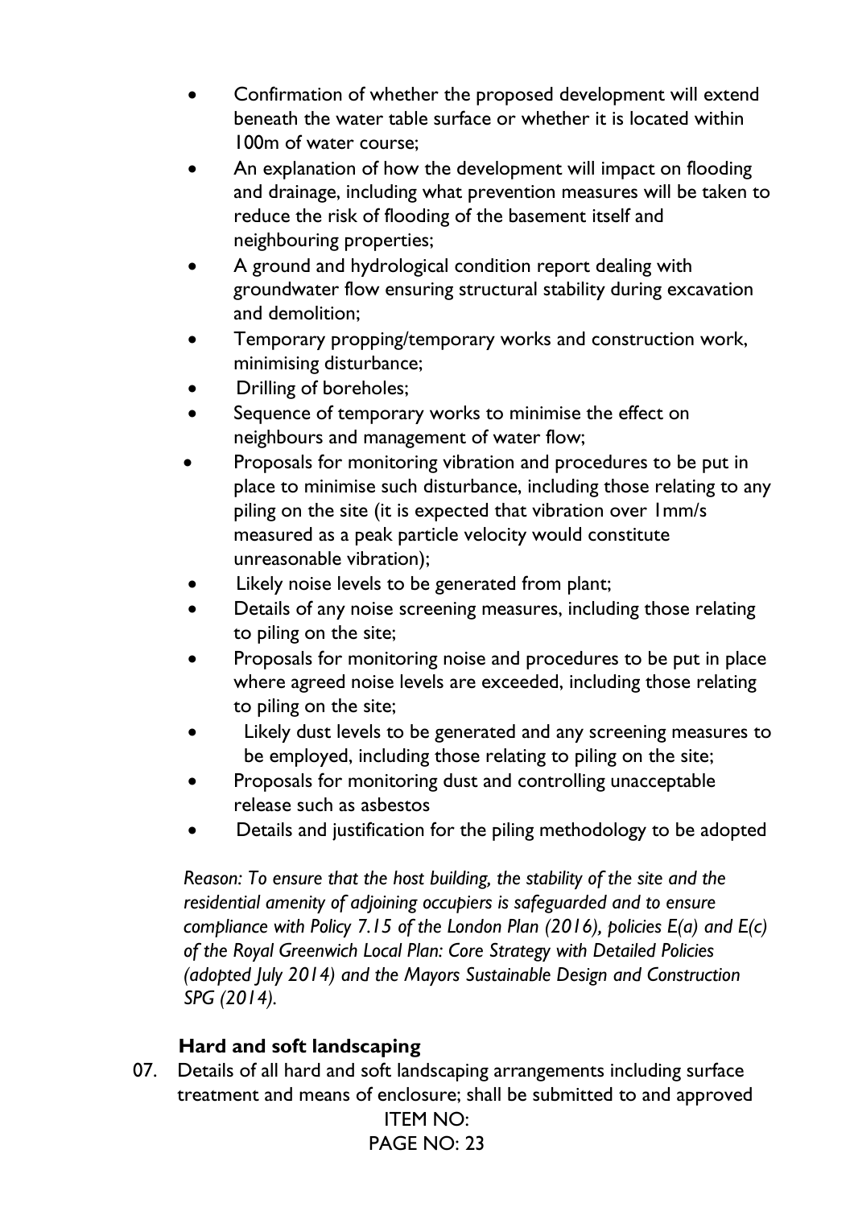- Confirmation of whether the proposed development will extend beneath the water table surface or whether it is located within 100m of water course;
- An explanation of how the development will impact on flooding and drainage, including what prevention measures will be taken to reduce the risk of flooding of the basement itself and neighbouring properties;
- A ground and hydrological condition report dealing with groundwater flow ensuring structural stability during excavation and demolition;
- Temporary propping/temporary works and construction work, minimising disturbance;
- Drilling of boreholes;
- Sequence of temporary works to minimise the effect on neighbours and management of water flow;
- Proposals for monitoring vibration and procedures to be put in place to minimise such disturbance, including those relating to any piling on the site (it is expected that vibration over 1mm/s measured as a peak particle velocity would constitute unreasonable vibration);
- Likely noise levels to be generated from plant;
- Details of any noise screening measures, including those relating to piling on the site;
- Proposals for monitoring noise and procedures to be put in place where agreed noise levels are exceeded, including those relating to piling on the site;
- Likely dust levels to be generated and any screening measures to be employed, including those relating to piling on the site;
- Proposals for monitoring dust and controlling unacceptable release such as asbestos
- Details and justification for the piling methodology to be adopted

*Reason: To ensure that the host building, the stability of the site and the residential amenity of adjoining occupiers is safeguarded and to ensure compliance with Policy 7.15 of the London Plan (2016), policies E(a) and E(c) of the Royal Greenwich Local Plan: Core Strategy with Detailed Policies (adopted July 2014) and the Mayors Sustainable Design and Construction SPG (2014).*

**Hard and soft landscaping**

07. Details of all hard and soft landscaping arrangements including surface treatment and means of enclosure; shall be submitted to and approved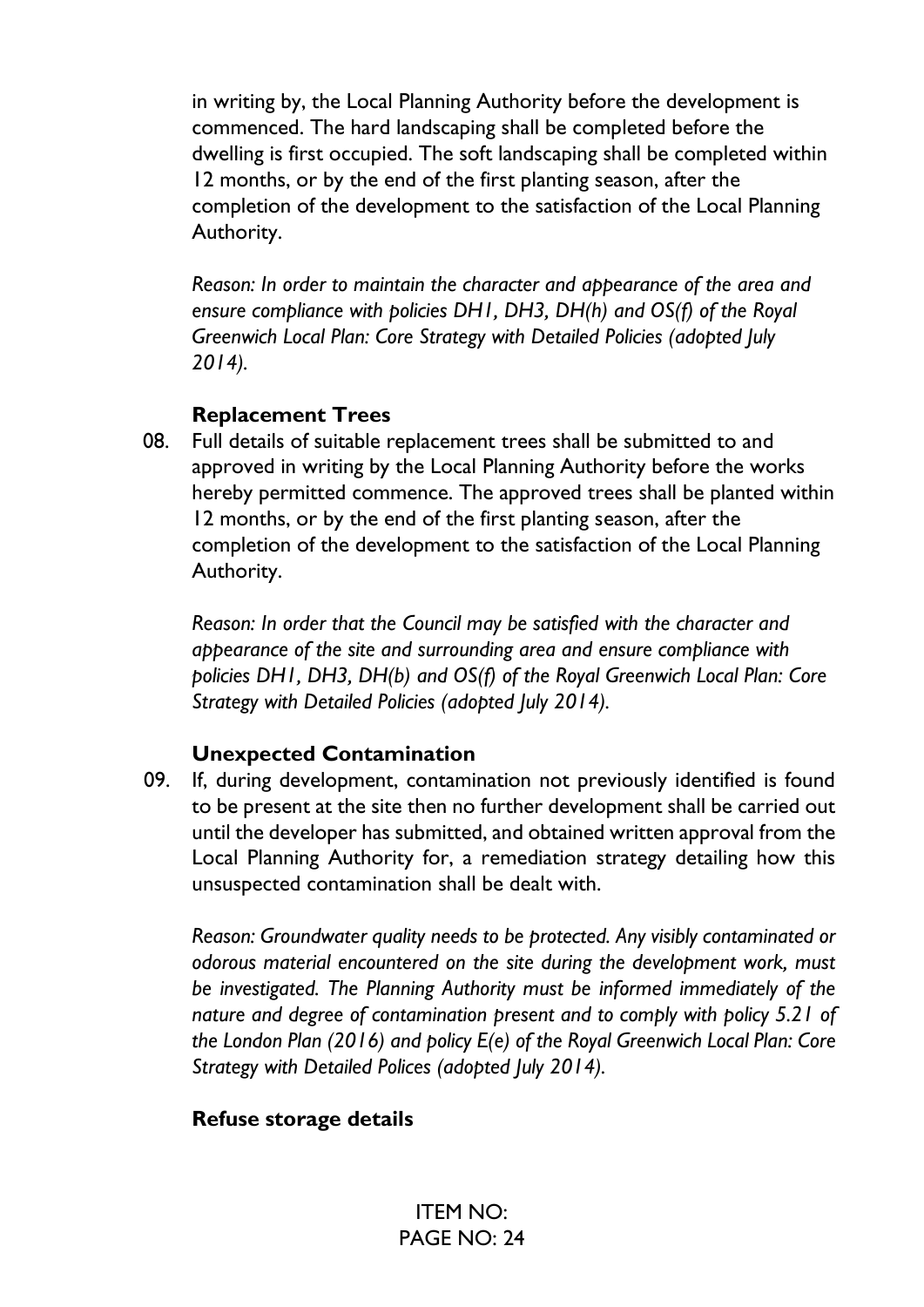in writing by, the Local Planning Authority before the development is commenced. The hard landscaping shall be completed before the dwelling is first occupied. The soft landscaping shall be completed within 12 months, or by the end of the first planting season, after the completion of the development to the satisfaction of the Local Planning Authority.

*Reason: In order to maintain the character and appearance of the area and ensure compliance with policies DH1, DH3, DH(h) and OS(f) of the Royal Greenwich Local Plan: Core Strategy with Detailed Policies (adopted July 2014).*

**Replacement Trees**

08. Full details of suitable replacement trees shall be submitted to and approved in writing by the Local Planning Authority before the works hereby permitted commence. The approved trees shall be planted within 12 months, or by the end of the first planting season, after the completion of the development to the satisfaction of the Local Planning Authority.

*Reason: In order that the Council may be satisfied with the character and appearance of the site and surrounding area and ensure compliance with policies DH1, DH3, DH(b) and OS(f) of the Royal Greenwich Local Plan: Core Strategy with Detailed Policies (adopted July 2014).*

**Unexpected Contamination**

09. If, during development, contamination not previously identified is found to be present at the site then no further development shall be carried out until the developer has submitted, and obtained written approval from the Local Planning Authority for, a remediation strategy detailing how this unsuspected contamination shall be dealt with.

*Reason: Groundwater quality needs to be protected. Any visibly contaminated or odorous material encountered on the site during the development work, must be investigated. The Planning Authority must be informed immediately of the nature and degree of contamination present and to comply with policy 5.21 of the London Plan (2016) and policy E(e) of the Royal Greenwich Local Plan: Core Strategy with Detailed Polices (adopted July 2014).*

**Refuse storage details**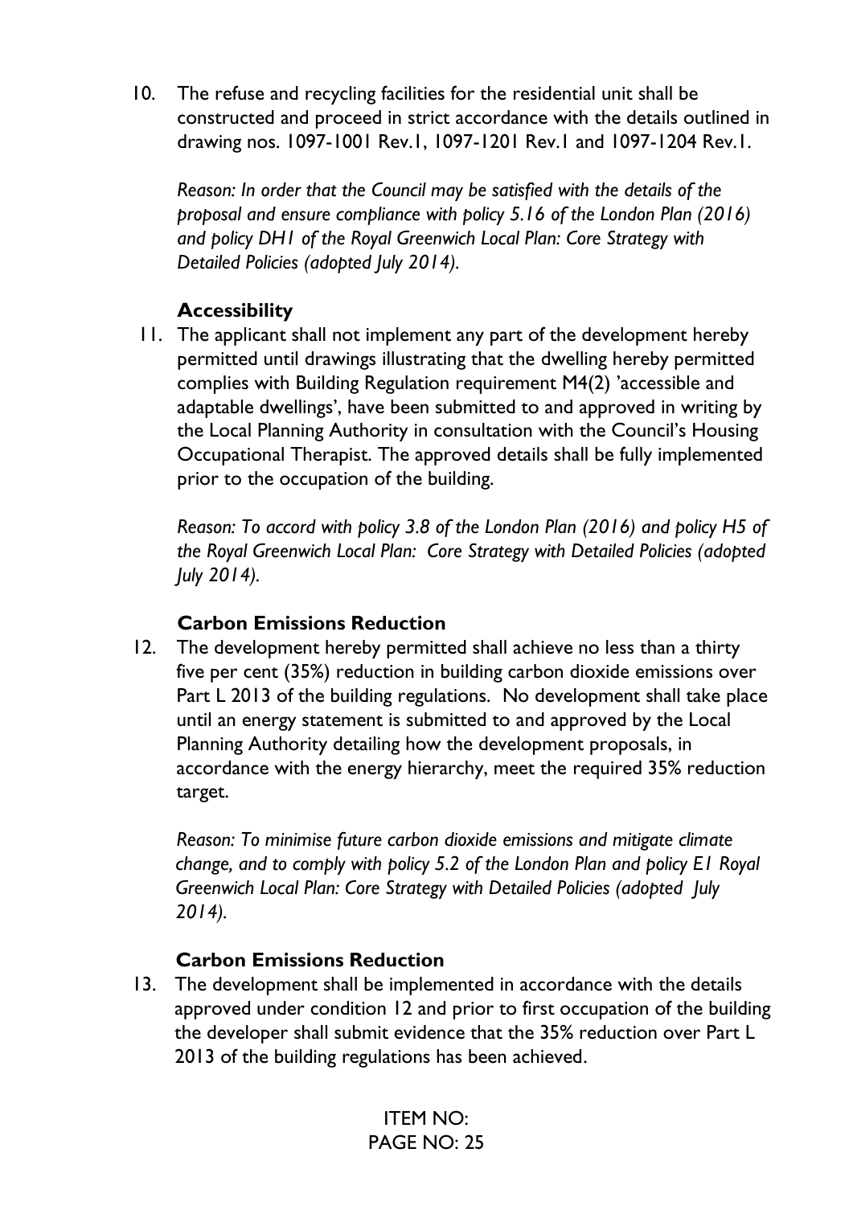10. The refuse and recycling facilities for the residential unit shall be constructed and proceed in strict accordance with the details outlined in drawing nos. 1097-1001 Rev.1, 1097-1201 Rev.1 and 1097-1204 Rev.1.

    *Reason: In order that the Council may be satisfied with the details of the proposal and ensure compliance with policy 5.16 of the London Plan (2016) and policy DH1 of the Royal Greenwich Local Plan: Core Strategy with Detailed Policies (adopted July 2014).*

**Accessibility**

11. The applicant shall not implement any part of the development hereby permitted until drawings illustrating that the dwelling hereby permitted complies with Building Regulation requirement M4(2) 'accessible and adaptable dwellings', have been submitted to and approved in writing by the Local Planning Authority in consultation with the Council's Housing Occupational Therapist. The approved details shall be fully implemented prior to the occupation of the building.

    *Reason: To accord with policy 3.8 of the London Plan (2016) and policy H5 of the Royal Greenwich Local Plan: Core Strategy with Detailed Policies (adopted July 2014).*

**Carbon Emissions Reduction**

12. The development hereby permitted shall achieve no less than a thirty five per cent (35%) reduction in building carbon dioxide emissions over Part L 2013 of the building regulations. No development shall take place until an energy statement is submitted to and approved by the Local Planning Authority detailing how the development proposals, in accordance with the energy hierarchy, meet the required 35% reduction target.

    *Reason: To minimise future carbon dioxide emissions and mitigate climate change, and to comply with policy 5.2 of the London Plan and policy E1 Royal Greenwich Local Plan: Core Strategy with Detailed Policies (adopted July 2014).*

**Carbon Emissions Reduction**

13. The development shall be implemented in accordance with the details approved under condition 12 and prior to first occupation of the building the developer shall submit evidence that the 35% reduction over Part L 2013 of the building regulations has been achieved.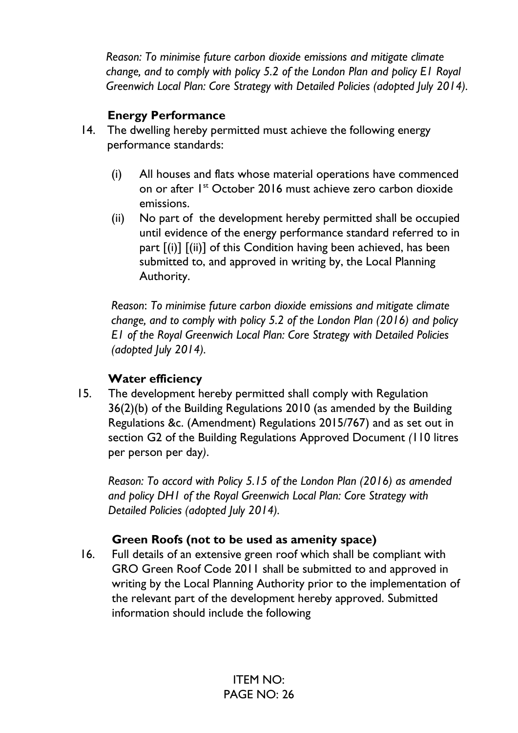*Reason: To minimise future carbon dioxide emissions and mitigate climate change, and to comply with policy 5.2 of the London Plan and policy E1 Royal Greenwich Local Plan: Core Strategy with Detailed Policies (adopted July 2014).*

**Energy Performance**

14. The dwelling hereby permitted must achieve the following energy performance standards:

    (i) All houses and flats whose material operations have commenced on or after 1st October 2016 must achieve zero carbon dioxide emissions.

    (ii) No part of the development hereby permitted shall be occupied until evidence of the energy performance standard referred to in part [(i)] [(ii)] of this Condition having been achieved, has been submitted to, and approved in writing by, the Local Planning Authority.

    *Reason*: *To minimise future carbon dioxide emissions and mitigate climate change, and to comply with policy 5.2 of the London Plan (2016) and policy E1 of the Royal Greenwich Local Plan: Core Strategy with Detailed Policies (adopted July 2014).*

**Water efficiency**

15. The development hereby permitted shall comply with Regulation 36(2)(b) of the Building Regulations 2010 (as amended by the Building Regulations &c. (Amendment) Regulations 2015/767) and as set out in section G2 of the Building Regulations Approved Document (110 litres per person per day).

    *Reason: To accord with Policy 5.15 of the London Plan (2016) as amended and policy DH1 of the Royal Greenwich Local Plan: Core Strategy with Detailed Policies (adopted July 2014).*

**Green Roofs (not to be used as amenity space)**

16. Full details of an extensive green roof which shall be compliant with GRO Green Roof Code 2011 shall be submitted to and approved in writing by the Local Planning Authority prior to the implementation of the relevant part of the development hereby approved. Submitted information should include the following

ITEM NO: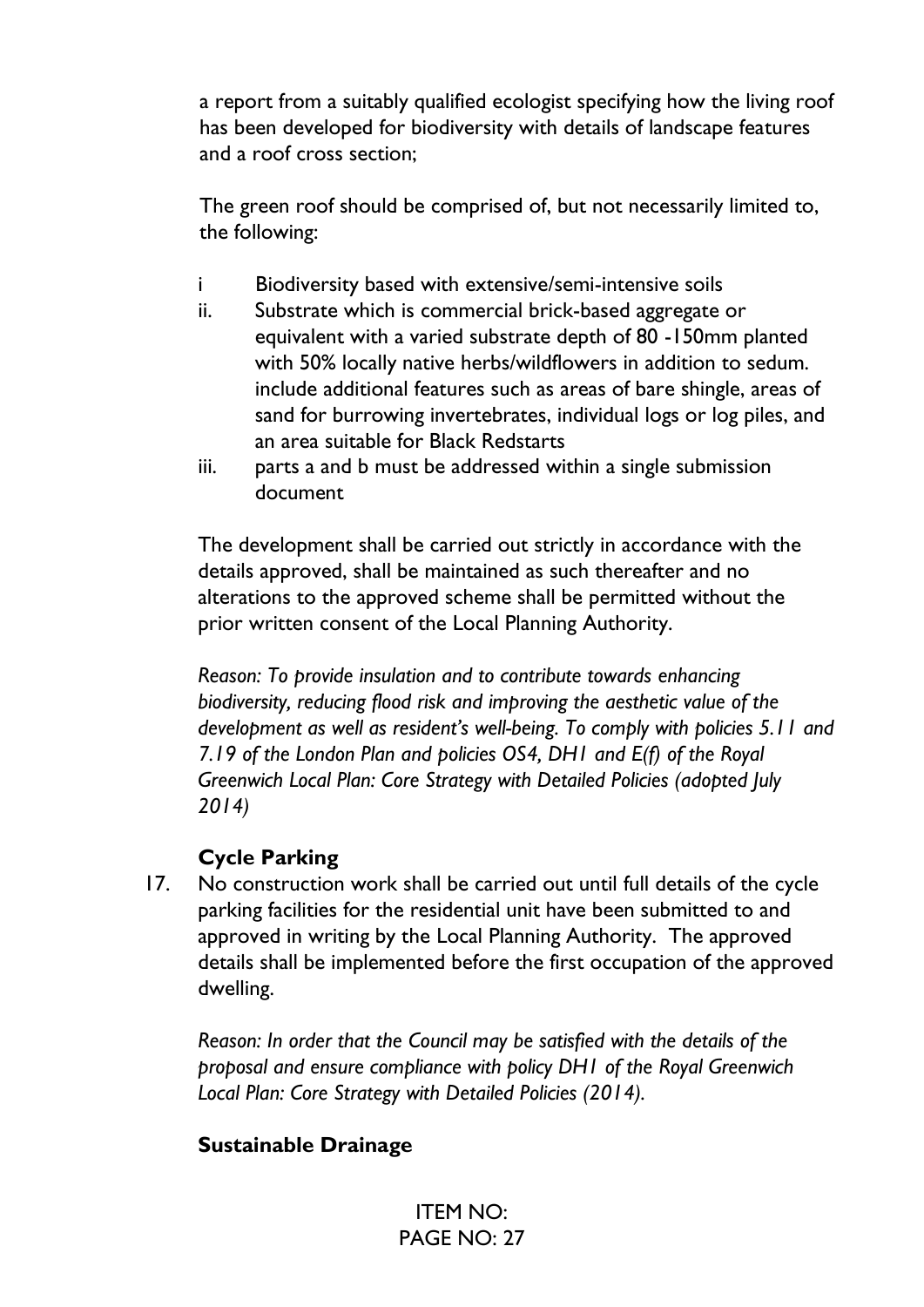a report from a suitably qualified ecologist specifying how the living roof has been developed for biodiversity with details of landscape features and a roof cross section;

The green roof should be comprised of, but not necessarily limited to, the following:

i Biodiversity based with extensive/semi-intensive soils

ii. Substrate which is commercial brick-based aggregate or equivalent with a varied substrate depth of 80 -150mm planted with 50% locally native herbs/wildflowers in addition to sedum. include additional features such as areas of bare shingle, areas of sand for burrowing invertebrates, individual logs or log piles, and an area suitable for Black Redstarts

iii. parts a and b must be addressed within a single submission document

The development shall be carried out strictly in accordance with the details approved, shall be maintained as such thereafter and no alterations to the approved scheme shall be permitted without the prior written consent of the Local Planning Authority.

*Reason: To provide insulation and to contribute towards enhancing biodiversity, reducing flood risk and improving the aesthetic value of the development as well as resident's well-being. To comply with policies 5.11 and 7.19 of the London Plan and policies OS4, DH1 and E(f) of the Royal Greenwich Local Plan: Core Strategy with Detailed Policies (adopted July 2014)*

**Cycle Parking**

17. No construction work shall be carried out until full details of the cycle parking facilities for the residential unit have been submitted to and approved in writing by the Local Planning Authority. The approved details shall be implemented before the first occupation of the approved dwelling.

*Reason: In order that the Council may be satisfied with the details of the proposal and ensure compliance with policy DH1 of the Royal Greenwich Local Plan: Core Strategy with Detailed Policies (2014).*

**Sustainable Drainage**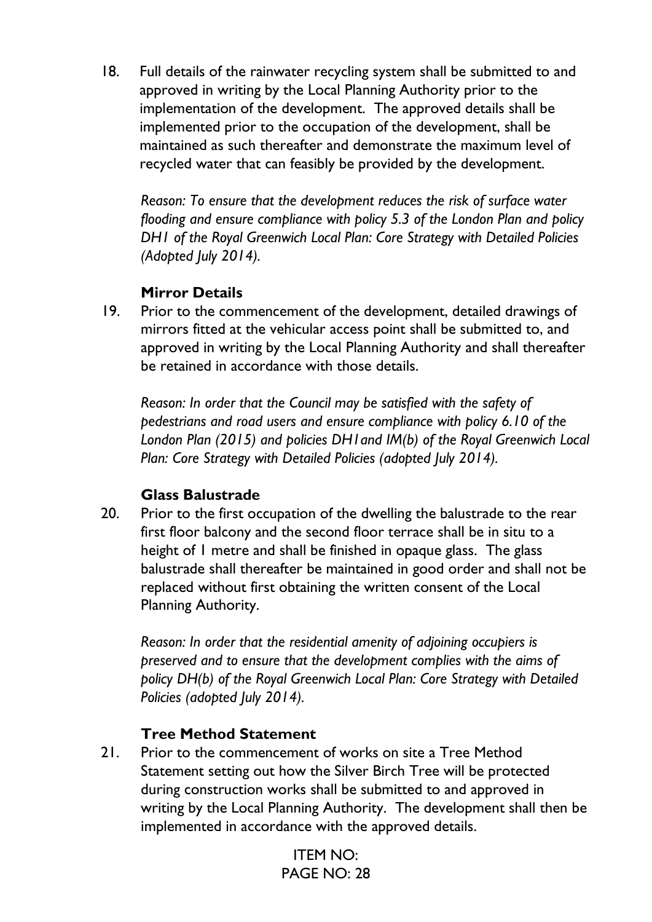18. Full details of the rainwater recycling system shall be submitted to and approved in writing by the Local Planning Authority prior to the implementation of the development. The approved details shall be implemented prior to the occupation of the development, shall be maintained as such thereafter and demonstrate the maximum level of recycled water that can feasibly be provided by the development.

    *Reason: To ensure that the development reduces the risk of surface water flooding and ensure compliance with policy 5.3 of the London Plan and policy DH1 of the Royal Greenwich Local Plan: Core Strategy with Detailed Policies (Adopted July 2014).*

**Mirror Details**

19. Prior to the commencement of the development, detailed drawings of mirrors fitted at the vehicular access point shall be submitted to, and approved in writing by the Local Planning Authority and shall thereafter be retained in accordance with those details.

    *Reason: In order that the Council may be satisfied with the safety of pedestrians and road users and ensure compliance with policy 6.10 of the London Plan (2015) and policies DH1and IM(b) of the Royal Greenwich Local Plan: Core Strategy with Detailed Policies (adopted July 2014).*

**Glass Balustrade**

20. Prior to the first occupation of the dwelling the balustrade to the rear first floor balcony and the second floor terrace shall be in situ to a height of 1 metre and shall be finished in opaque glass. The glass balustrade shall thereafter be maintained in good order and shall not be replaced without first obtaining the written consent of the Local Planning Authority.

    *Reason: In order that the residential amenity of adjoining occupiers is preserved and to ensure that the development complies with the aims of policy DH(b) of the Royal Greenwich Local Plan: Core Strategy with Detailed Policies (adopted July 2014).*

**Tree Method Statement**

21. Prior to the commencement of works on site a Tree Method Statement setting out how the Silver Birch Tree will be protected during construction works shall be submitted to and approved in writing by the Local Planning Authority. The development shall then be implemented in accordance with the approved details.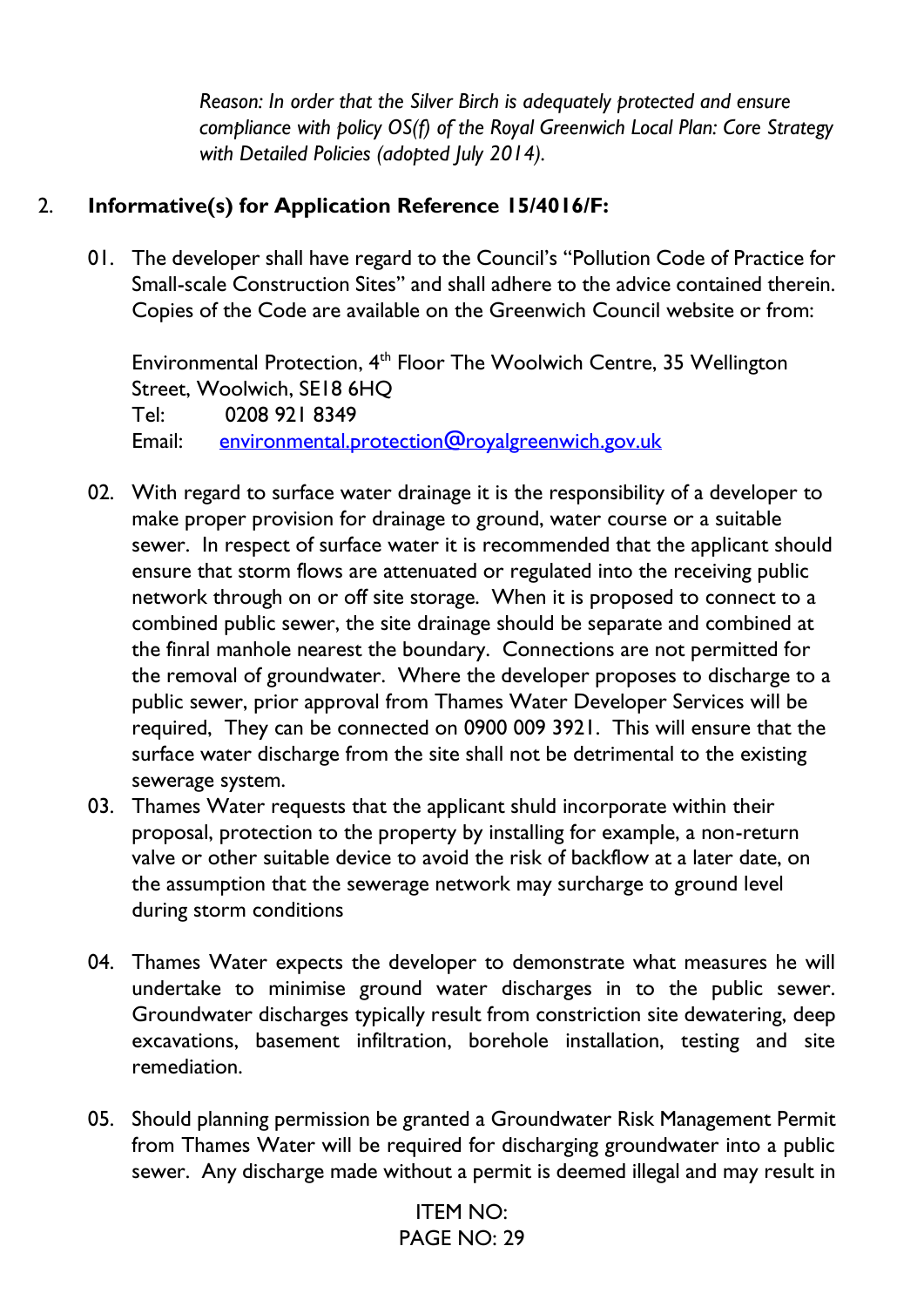*Reason: In order that the Silver Birch is adequately protected and ensure compliance with policy OS(f) of the Royal Greenwich Local Plan: Core Strategy with Detailed Policies (adopted July 2014).*

2. **Informative(s) for Application Reference 15/4016/F:**

01. The developer shall have regard to the Council's "Pollution Code of Practice for Small-scale Construction Sites" and shall adhere to the advice contained therein. Copies of the Code are available on the Greenwich Council website or from:

    Environmental Protection, 4th Floor The Woolwich Centre, 35 Wellington Street, Woolwich, SE18 6HQ
    Tel: 0208 921 8349
    Email: environmental.protection@royalgreenwich.gov.uk

02. With regard to surface water drainage it is the responsibility of a developer to make proper provision for drainage to ground, water course or a suitable sewer. In respect of surface water it is recommended that the applicant should ensure that storm flows are attenuated or regulated into the receiving public network through on or off site storage. When it is proposed to connect to a combined public sewer, the site drainage should be separate and combined at the finral manhole nearest the boundary. Connections are not permitted for the removal of groundwater. Where the developer proposes to discharge to a public sewer, prior approval from Thames Water Developer Services will be required, They can be connected on 0900 009 3921. This will ensure that the surface water discharge from the site shall not be detrimental to the existing sewerage system.
03. Thames Water requests that the applicant shuld incorporate within their proposal, protection to the property by installing for example, a non-return valve or other suitable device to avoid the risk of backflow at a later date, on the assumption that the sewerage network may surcharge to ground level during storm conditions

04. Thames Water expects the developer to demonstrate what measures he will undertake to minimise ground water discharges in to the public sewer. Groundwater discharges typically result from constriction site dewatering, deep excavations, basement infiltration, borehole installation, testing and site remediation.

05. Should planning permission be granted a Groundwater Risk Management Permit from Thames Water will be required for discharging groundwater into a public sewer. Any discharge made without a permit is deemed illegal and may result in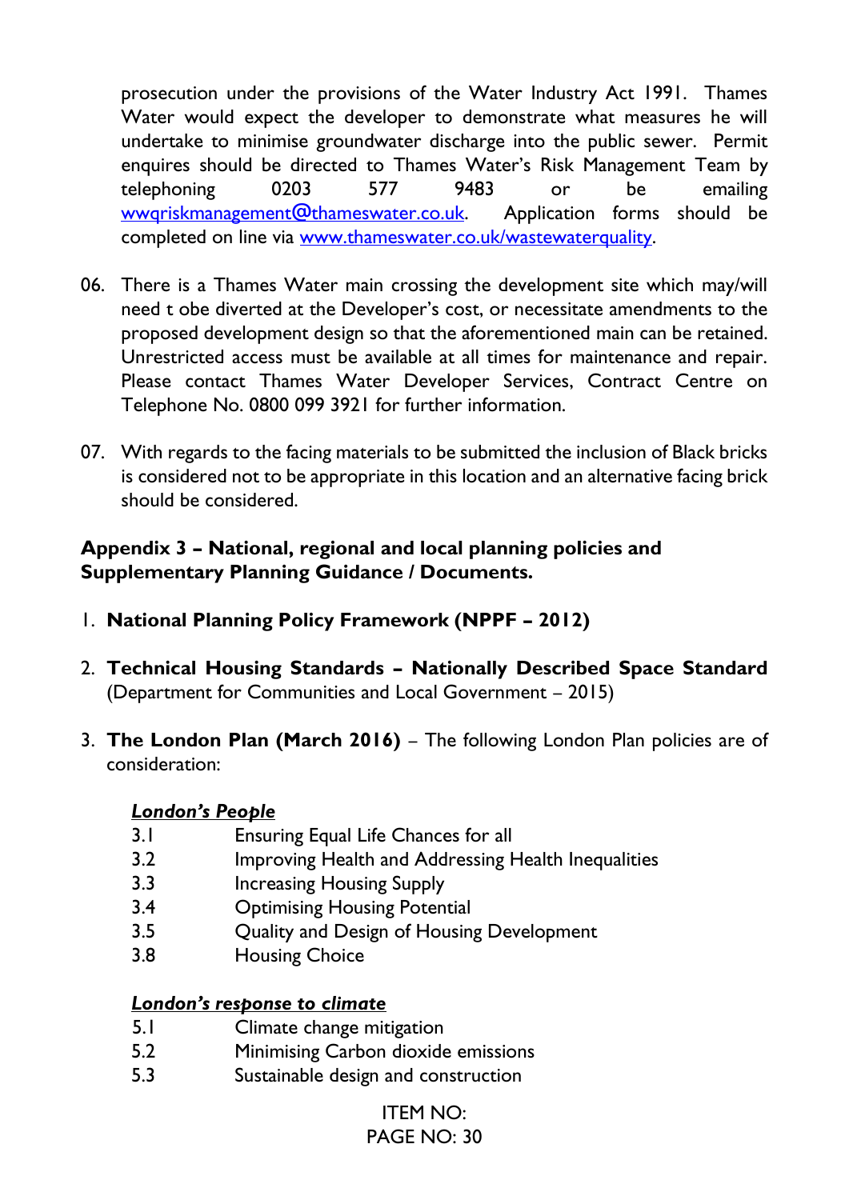prosecution under the provisions of the Water Industry Act 1991. Thames Water would expect the developer to demonstrate what measures he will undertake to minimise groundwater discharge into the public sewer. Permit enquires should be directed to Thames Water's Risk Management Team by telephoning 0203 577 9483 or be emailing [wwqriskmanagement@thameswater.co.uk](mailto:wwqriskmanagement@thameswater.co.uk). Application forms should be completed on line via [www.thameswater.co.uk/wastewaterquality](http://www.thameswater.co.uk/wastewaterquality).

06. There is a Thames Water main crossing the development site which may/will need t obe diverted at the Developer's cost, or necessitate amendments to the proposed development design so that the aforementioned main can be retained. Unrestricted access must be available at all times for maintenance and repair. Please contact Thames Water Developer Services, Contract Centre on Telephone No. 0800 099 3921 for further information.

07. With regards to the facing materials to be submitted the inclusion of Black bricks is considered not to be appropriate in this location and an alternative facing brick should be considered.

**Appendix 3 – National, regional and local planning policies and Supplementary Planning Guidance / Documents.**

1. **National Planning Policy Framework (NPPF – 2012)**

2. **Technical Housing Standards – Nationally Described Space Standard** (Department for Communities and Local Government – 2015)

3. **The London Plan (March 2016)** – The following London Plan policies are of consideration:

***<u>London's People</u>***

| | |
|---|---|
| 3.1 | Ensuring Equal Life Chances for all |
| 3.2 | Improving Health and Addressing Health Inequalities |
| 3.3 | Increasing Housing Supply |
| 3.4 | Optimising Housing Potential |
| 3.5 | Quality and Design of Housing Development |
| 3.8 | Housing Choice |

***<u>London's response to climate</u>***

| | |
|---|---|
| 5.1 | Climate change mitigation |
| 5.2 | Minimising Carbon dioxide emissions |
| 5.3 | Sustainable design and construction |

ITEM NO: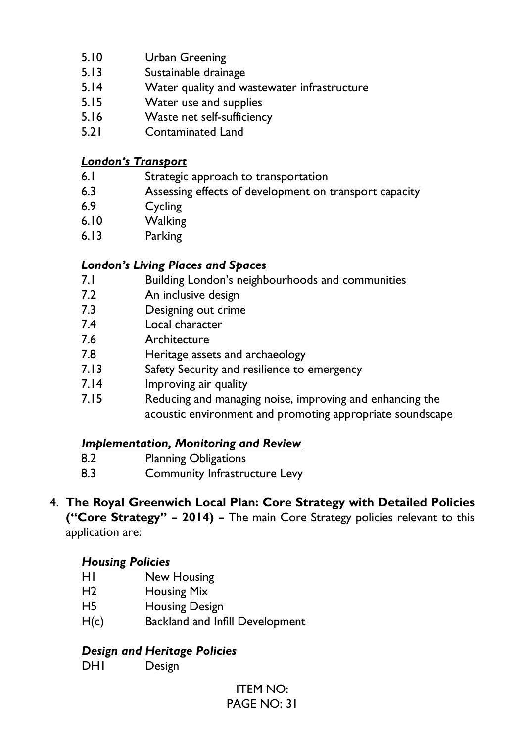| | |
|---|---|
| 5.10 | Urban Greening |
| 5.13 | Sustainable drainage |
| 5.14 | Water quality and wastewater infrastructure |
| 5.15 | Water use and supplies |
| 5.16 | Waste net self-sufficiency |
| 5.21 | Contaminated Land |

***<u>London's Transport</u>***

| | |
|---|---|
| 6.1 | Strategic approach to transportation |
| 6.3 | Assessing effects of development on transport capacity |
| 6.9 | Cycling |
| 6.10 | Walking |
| 6.13 | Parking |

***<u>London's Living Places and Spaces</u>***

| | |
|---|---|
| 7.1 | Building London's neighbourhoods and communities |
| 7.2 | An inclusive design |
| 7.3 | Designing out crime |
| 7.4 | Local character |
| 7.6 | Architecture |
| 7.8 | Heritage assets and archaeology |
| 7.13 | Safety Security and resilience to emergency |
| 7.14 | Improving air quality |
| 7.15 | Reducing and managing noise, improving and enhancing the acoustic environment and promoting appropriate soundscape |

***<u>Implementation, Monitoring and Review</u>***

| | |
|---|---|
| 8.2 | Planning Obligations |
| 8.3 | Community Infrastructure Levy |

4. **The Royal Greenwich Local Plan: Core Strategy with Detailed Policies ("Core Strategy" – 2014) –** The main Core Strategy policies relevant to this application are:

***<u>Housing Policies</u>***

| | |
|---|---|
| H1 | New Housing |
| H2 | Housing Mix |
| H5 | Housing Design |
| H(c) | Backland and Infill Development |

***<u>Design and Heritage Policies</u>***

| | |
|---|---|
| DH1 | Design |

ITEM NO: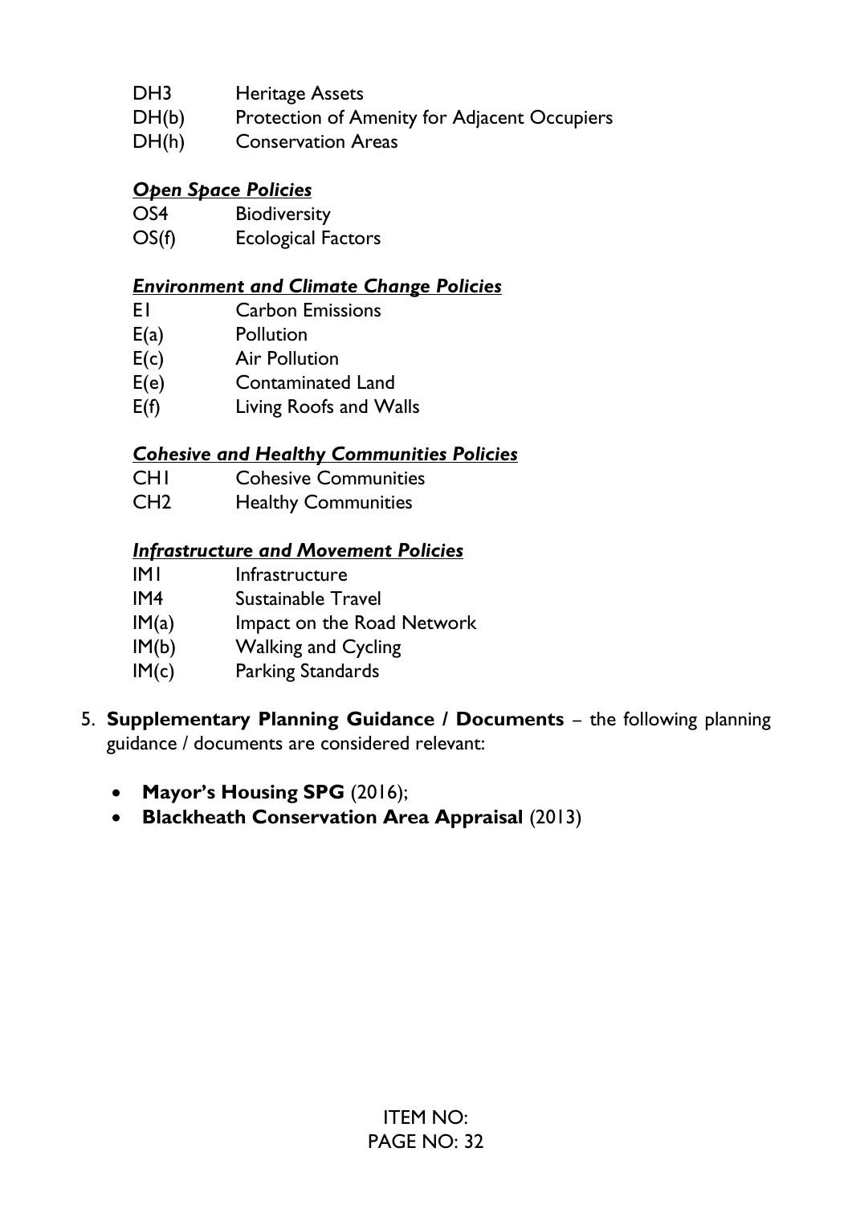| | |
|---|---|
| DH3 | Heritage Assets |
| DH(b) | Protection of Amenity for Adjacent Occupiers |
| DH(h) | Conservation Areas |

***Open Space Policies***

| | |
|---|---|
| OS4 | Biodiversity |
| OS(f) | Ecological Factors |

***Environment and Climate Change Policies***

| | |
|---|---|
| E1 | Carbon Emissions |
| E(a) | Pollution |
| E(c) | Air Pollution |
| E(e) | Contaminated Land |
| E(f) | Living Roofs and Walls |

***Cohesive and Healthy Communities Policies***

| | |
|---|---|
| CH1 | Cohesive Communities |
| CH2 | Healthy Communities |

***Infrastructure and Movement Policies***

| | |
|---|---|
| IM1 | Infrastructure |
| IM4 | Sustainable Travel |
| IM(a) | Impact on the Road Network |
| IM(b) | Walking and Cycling |
| IM(c) | Parking Standards |

5. **Supplementary Planning Guidance / Documents** – the following planning guidance / documents are considered relevant:

   - **Mayor's Housing SPG** (2016);
   - **Blackheath Conservation Area Appraisal** (2013)

ITEM NO: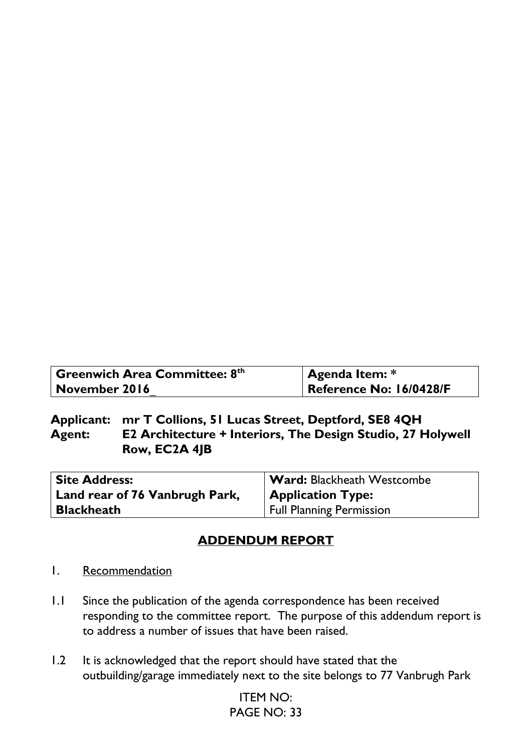| Greenwich Area Committee: 8th November 2016_ | Agenda Item: * Reference No: 16/0428/F |
|---|---|

**Applicant:** **mr T Collions, 51 Lucas Street, Deptford, SE8 4QH**
**Agent:** **E2 Architecture + Interiors, The Design Studio, 27 Holywell Row, EC2A 4JB**

| **Site Address:** **Land rear of 76 Vanbrugh Park, Blackheath** | **Ward:** Blackheath Westcombe **Application Type:** Full Planning Permission |
|---|---|

## ADDENDUM REPORT

1. Recommendation

1.1 Since the publication of the agenda correspondence has been received responding to the committee report. The purpose of this addendum report is to address a number of issues that have been raised.

1.2 It is acknowledged that the report should have stated that the outbuilding/garage immediately next to the site belongs to 77 Vanbrugh Park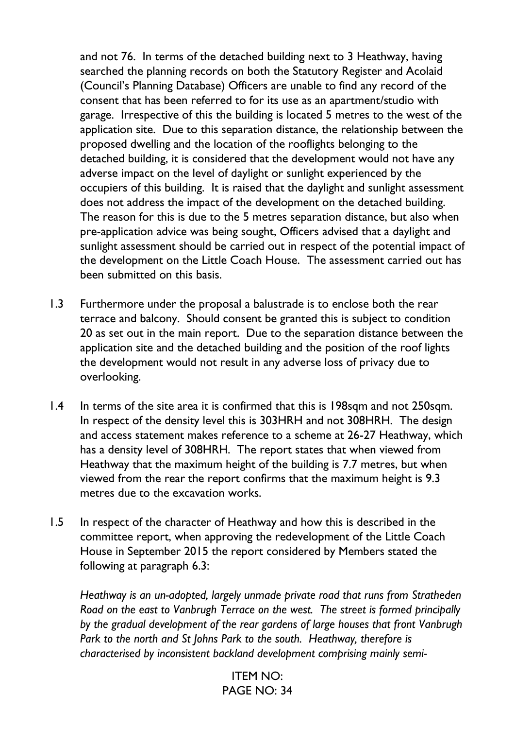and not 76. In terms of the detached building next to 3 Heathway, having searched the planning records on both the Statutory Register and Acolaid (Council's Planning Database) Officers are unable to find any record of the consent that has been referred to for its use as an apartment/studio with garage. Irrespective of this the building is located 5 metres to the west of the application site. Due to this separation distance, the relationship between the proposed dwelling and the location of the rooflights belonging to the detached building, it is considered that the development would not have any adverse impact on the level of daylight or sunlight experienced by the occupiers of this building. It is raised that the daylight and sunlight assessment does not address the impact of the development on the detached building. The reason for this is due to the 5 metres separation distance, but also when pre-application advice was being sought, Officers advised that a daylight and sunlight assessment should be carried out in respect of the potential impact of the development on the Little Coach House. The assessment carried out has been submitted on this basis.

1.3 Furthermore under the proposal a balustrade is to enclose both the rear terrace and balcony. Should consent be granted this is subject to condition 20 as set out in the main report. Due to the separation distance between the application site and the detached building and the position of the roof lights the development would not result in any adverse loss of privacy due to overlooking.

1.4 In terms of the site area it is confirmed that this is 198sqm and not 250sqm. In respect of the density level this is 303HRH and not 308HRH. The design and access statement makes reference to a scheme at 26-27 Heathway, which has a density level of 308HRH. The report states that when viewed from Heathway that the maximum height of the building is 7.7 metres, but when viewed from the rear the report confirms that the maximum height is 9.3 metres due to the excavation works.

1.5 In respect of the character of Heathway and how this is described in the committee report, when approving the redevelopment of the Little Coach House in September 2015 the report considered by Members stated the following at paragraph 6.3:

*Heathway is an un-adopted, largely unmade private road that runs from Stratheden Road on the east to Vanbrugh Terrace on the west. The street is formed principally by the gradual development of the rear gardens of large houses that front Vanbrugh Park to the north and St Johns Park to the south. Heathway, therefore is characterised by inconsistent backland development comprising mainly semi-*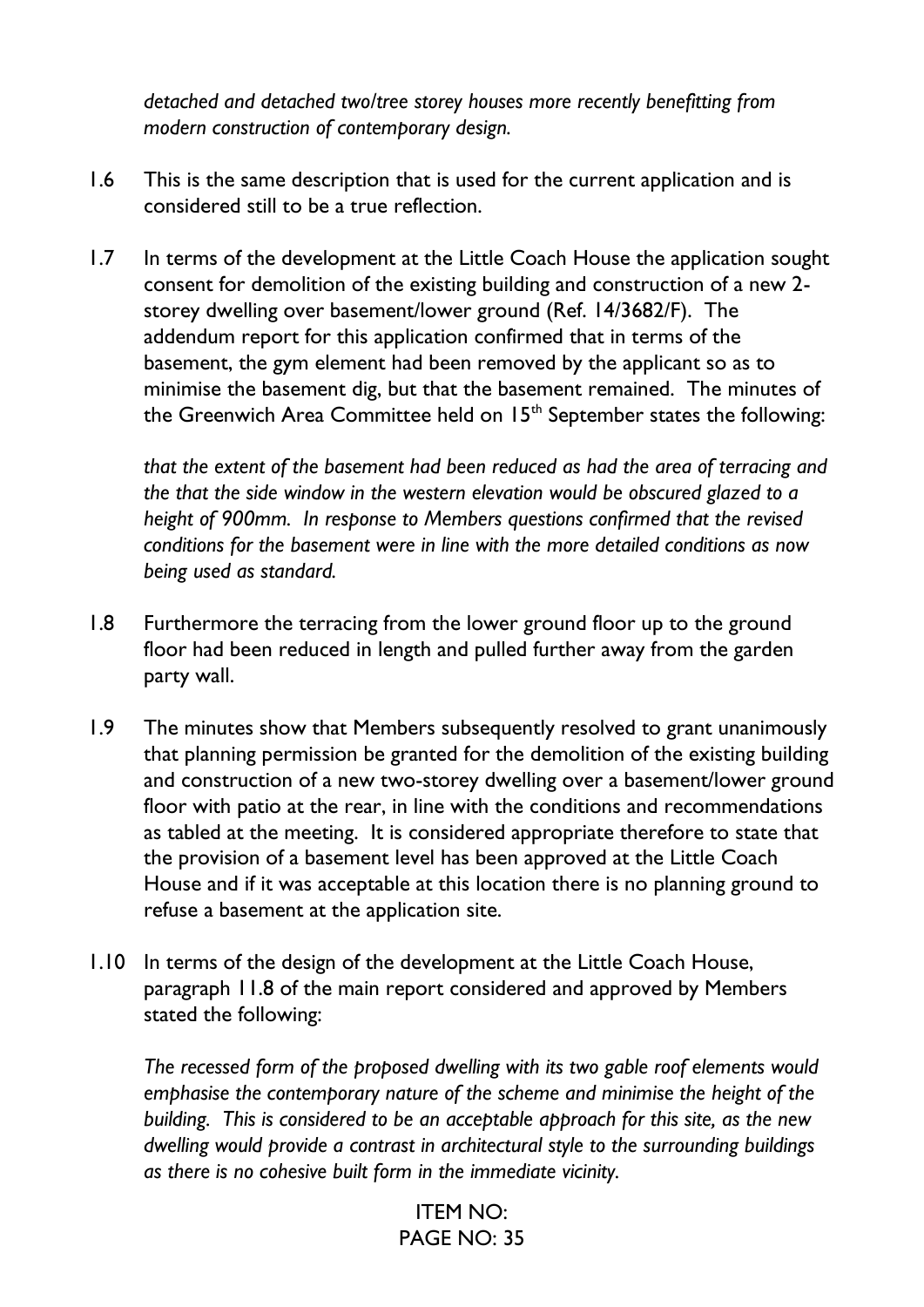*detached and detached two/tree storey houses more recently benefitting from modern construction of contemporary design.*

1.6 This is the same description that is used for the current application and is considered still to be a true reflection.

1.7 In terms of the development at the Little Coach House the application sought consent for demolition of the existing building and construction of a new 2-storey dwelling over basement/lower ground (Ref. 14/3682/F). The addendum report for this application confirmed that in terms of the basement, the gym element had been removed by the applicant so as to minimise the basement dig, but that the basement remained. The minutes of the Greenwich Area Committee held on 15th September states the following:

   *that the extent of the basement had been reduced as had the area of terracing and the that the side window in the western elevation would be obscured glazed to a height of 900mm. In response to Members questions confirmed that the revised conditions for the basement were in line with the more detailed conditions as now being used as standard.*

1.8 Furthermore the terracing from the lower ground floor up to the ground floor had been reduced in length and pulled further away from the garden party wall.

1.9 The minutes show that Members subsequently resolved to grant unanimously that planning permission be granted for the demolition of the existing building and construction of a new two-storey dwelling over a basement/lower ground floor with patio at the rear, in line with the conditions and recommendations as tabled at the meeting. It is considered appropriate therefore to state that the provision of a basement level has been approved at the Little Coach House and if it was acceptable at this location there is no planning ground to refuse a basement at the application site.

1.10 In terms of the design of the development at the Little Coach House, paragraph 11.8 of the main report considered and approved by Members stated the following:

   *The recessed form of the proposed dwelling with its two gable roof elements would emphasise the contemporary nature of the scheme and minimise the height of the building. This is considered to be an acceptable approach for this site, as the new dwelling would provide a contrast in architectural style to the surrounding buildings as there is no cohesive built form in the immediate vicinity.*

ITEM NO: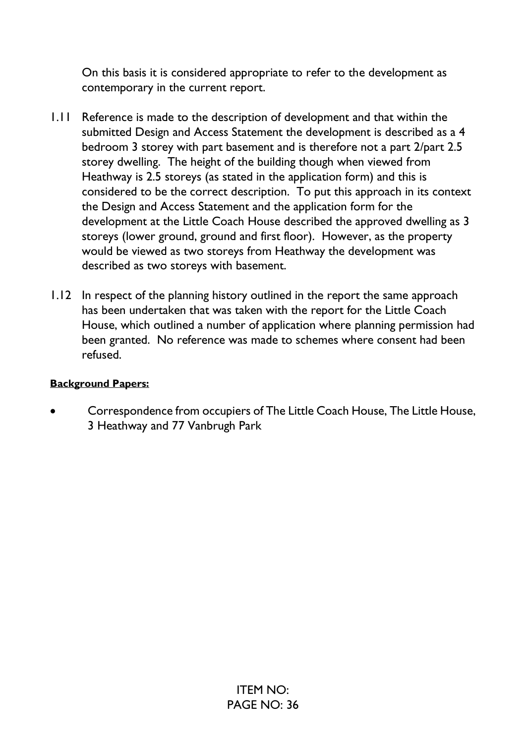On this basis it is considered appropriate to refer to the development as contemporary in the current report.

1.11 Reference is made to the description of development and that within the submitted Design and Access Statement the development is described as a 4 bedroom 3 storey with part basement and is therefore not a part 2/part 2.5 storey dwelling. The height of the building though when viewed from Heathway is 2.5 storeys (as stated in the application form) and this is considered to be the correct description. To put this approach in its context the Design and Access Statement and the application form for the development at the Little Coach House described the approved dwelling as 3 storeys (lower ground, ground and first floor). However, as the property would be viewed as two storeys from Heathway the development was described as two storeys with basement.

1.12 In respect of the planning history outlined in the report the same approach has been undertaken that was taken with the report for the Little Coach House, which outlined a number of application where planning permission had been granted. No reference was made to schemes where consent had been refused.

**Background Papers:**

- Correspondence from occupiers of The Little Coach House, The Little House, 3 Heathway and 77 Vanbrugh Park

ITEM NO: